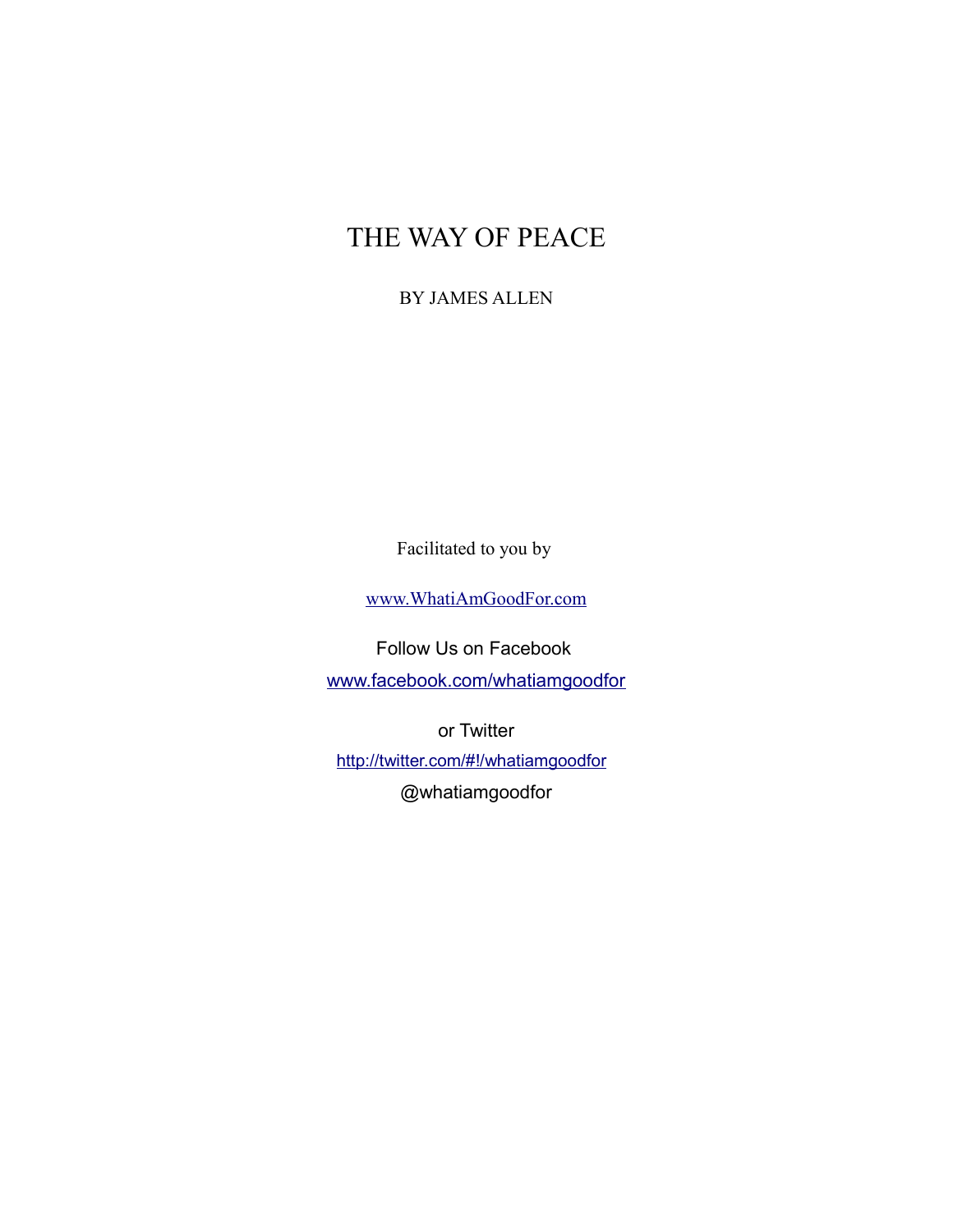# THE WAY OF PEACE

BY JAMES ALLEN

Facilitated to you by

[www.WhatiAmGoodFor.com](http://www.WhatiAmGoodFor.com)

Follow Us on Facebook

[www.facebook.com/whatiamgoodfor](http://www.facebook.com/whatiamgoodfor)

or Twitter

[http://twitter.com/#!/whatiamgoodfor](http://twitter.com/#!/whatiamgoodfor)

@whatiamgoodfor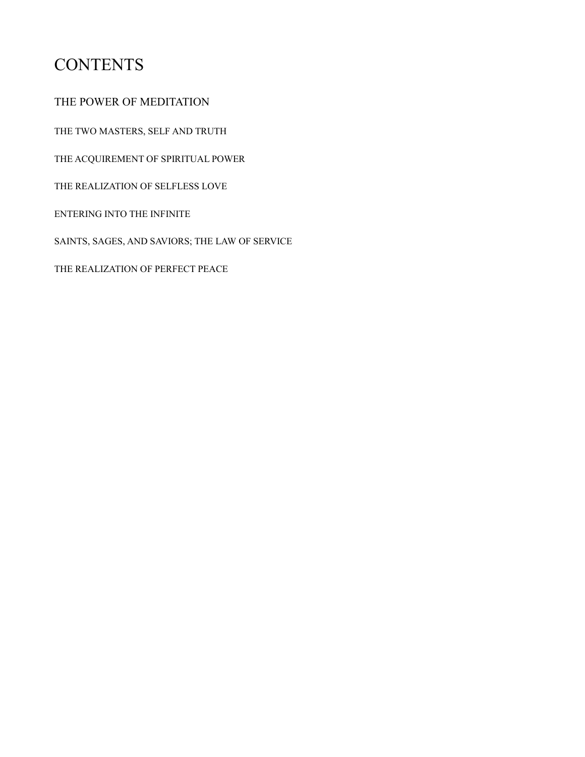# CONTENTS

## THE POWER OF MEDITATION

THE TWO MASTERS, SELF AND TRUTH

THE ACQUIREMENT OF SPIRITUAL POWER

THE REALIZATION OF SELFLESS LOVE

ENTERING INTO THE INFINITE

SAINTS, SAGES, AND SAVIORS; THE LAW OF SERVICE

THE REALIZATION OF PERFECT PEACE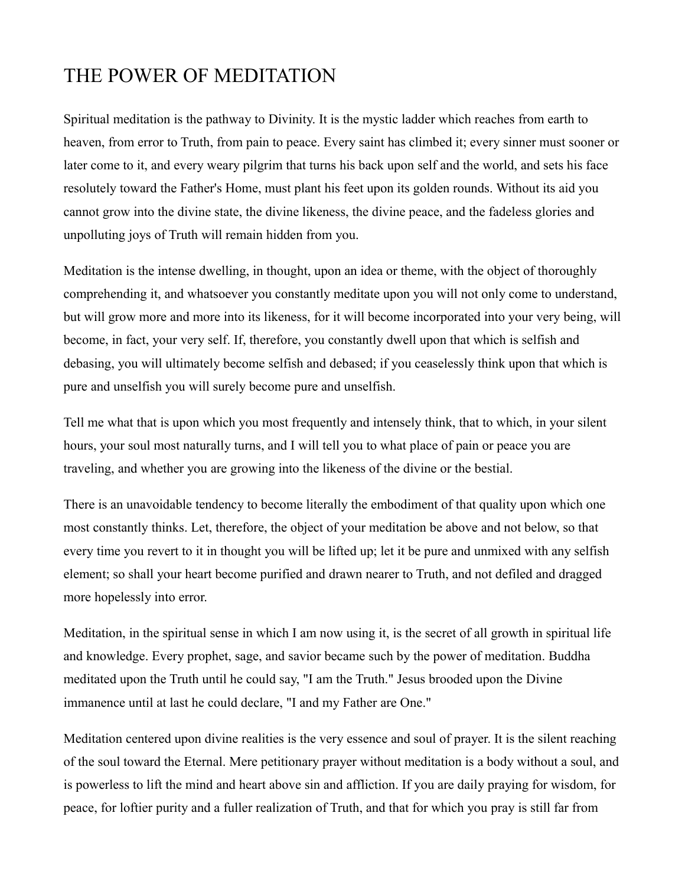# THE POWER OF MEDITATION

Spiritual meditation is the pathway to Divinity. It is the mystic ladder which reaches from earth to heaven, from error to Truth, from pain to peace. Every saint has climbed it; every sinner must sooner or later come to it, and every weary pilgrim that turns his back upon self and the world, and sets his face resolutely toward the Father's Home, must plant his feet upon its golden rounds. Without its aid you cannot grow into the divine state, the divine likeness, the divine peace, and the fadeless glories and unpolluting joys of Truth will remain hidden from you.

Meditation is the intense dwelling, in thought, upon an idea or theme, with the object of thoroughly comprehending it, and whatsoever you constantly meditate upon you will not only come to understand, but will grow more and more into its likeness, for it will become incorporated into your very being, will become, in fact, your very self. If, therefore, you constantly dwell upon that which is selfish and debasing, you will ultimately become selfish and debased; if you ceaselessly think upon that which is pure and unselfish you will surely become pure and unselfish.

Tell me what that is upon which you most frequently and intensely think, that to which, in your silent hours, your soul most naturally turns, and I will tell you to what place of pain or peace you are traveling, and whether you are growing into the likeness of the divine or the bestial.

There is an unavoidable tendency to become literally the embodiment of that quality upon which one most constantly thinks. Let, therefore, the object of your meditation be above and not below, so that every time you revert to it in thought you will be lifted up; let it be pure and unmixed with any selfish element; so shall your heart become purified and drawn nearer to Truth, and not defiled and dragged more hopelessly into error.

Meditation, in the spiritual sense in which I am now using it, is the secret of all growth in spiritual life and knowledge. Every prophet, sage, and savior became such by the power of meditation. Buddha meditated upon the Truth until he could say, "I am the Truth." Jesus brooded upon the Divine immanence until at last he could declare, "I and my Father are One."

Meditation centered upon divine realities is the very essence and soul of prayer. It is the silent reaching of the soul toward the Eternal. Mere petitionary prayer without meditation is a body without a soul, and is powerless to lift the mind and heart above sin and affliction. If you are daily praying for wisdom, for peace, for loftier purity and a fuller realization of Truth, and that for which you pray is still far from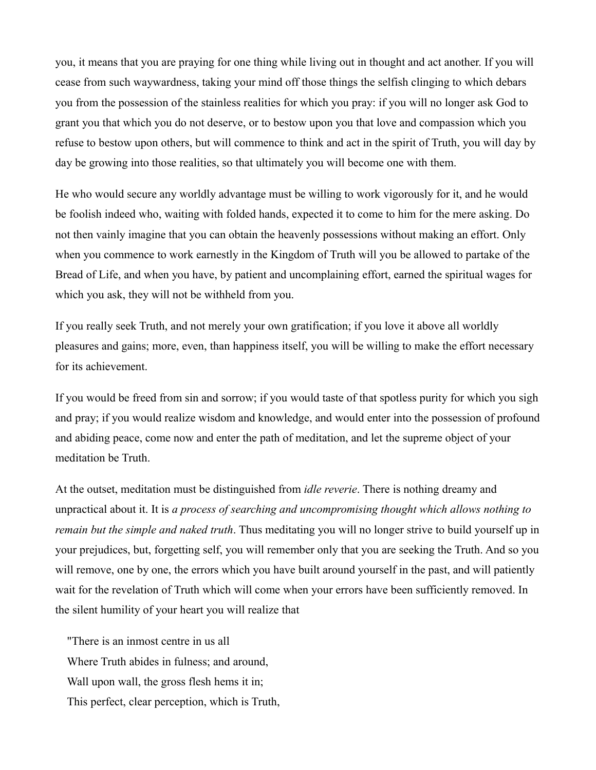you, it means that you are praying for one thing while living out in thought and act another. If you will cease from such waywardness, taking your mind off those things the selfish clinging to which debars you from the possession of the stainless realities for which you pray: if you will no longer ask God to grant you that which you do not deserve, or to bestow upon you that love and compassion which you refuse to bestow upon others, but will commence to think and act in the spirit of Truth, you will day by day be growing into those realities, so that ultimately you will become one with them.

He who would secure any worldly advantage must be willing to work vigorously for it, and he would be foolish indeed who, waiting with folded hands, expected it to come to him for the mere asking. Do not then vainly imagine that you can obtain the heavenly possessions without making an effort. Only when you commence to work earnestly in the Kingdom of Truth will you be allowed to partake of the Bread of Life, and when you have, by patient and uncomplaining effort, earned the spiritual wages for which you ask, they will not be withheld from you.

If you really seek Truth, and not merely your own gratification; if you love it above all worldly pleasures and gains; more, even, than happiness itself, you will be willing to make the effort necessary for its achievement.

If you would be freed from sin and sorrow; if you would taste of that spotless purity for which you sigh and pray; if you would realize wisdom and knowledge, and would enter into the possession of profound and abiding peace, come now and enter the path of meditation, and let the supreme object of your meditation be Truth.

At the outset, meditation must be distinguished from *idle reverie*. There is nothing dreamy and unpractical about it. It is *a process of searching and uncompromising thought which allows nothing to remain but the simple and naked truth*. Thus meditating you will no longer strive to build yourself up in your prejudices, but, forgetting self, you will remember only that you are seeking the Truth. And so you will remove, one by one, the errors which you have built around yourself in the past, and will patiently wait for the revelation of Truth which will come when your errors have been sufficiently removed. In the silent humility of your heart you will realize that

> "There is an inmost centre in us all
> Where Truth abides in fulness; and around,
> Wall upon wall, the gross flesh hems it in;
> This perfect, clear perception, which is Truth,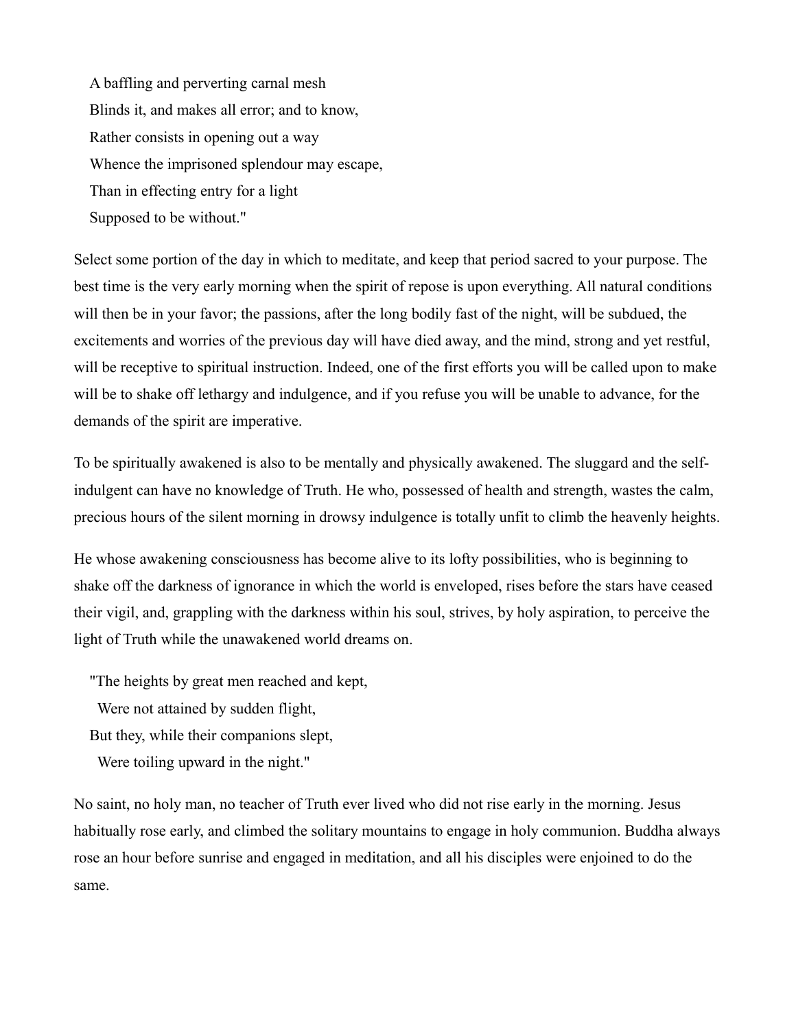A baffling and perverting carnal mesh
Blinds it, and makes all error; and to know,
Rather consists in opening out a way
Whence the imprisoned splendour may escape,
Than in effecting entry for a light
Supposed to be without."

Select some portion of the day in which to meditate, and keep that period sacred to your purpose. The best time is the very early morning when the spirit of repose is upon everything. All natural conditions will then be in your favor; the passions, after the long bodily fast of the night, will be subdued, the excitements and worries of the previous day will have died away, and the mind, strong and yet restful, will be receptive to spiritual instruction. Indeed, one of the first efforts you will be called upon to make will be to shake off lethargy and indulgence, and if you refuse you will be unable to advance, for the demands of the spirit are imperative.

To be spiritually awakened is also to be mentally and physically awakened. The sluggard and the self-indulgent can have no knowledge of Truth. He who, possessed of health and strength, wastes the calm, precious hours of the silent morning in drowsy indulgence is totally unfit to climb the heavenly heights.

He whose awakening consciousness has become alive to its lofty possibilities, who is beginning to shake off the darkness of ignorance in which the world is enveloped, rises before the stars have ceased their vigil, and, grappling with the darkness within his soul, strives, by holy aspiration, to perceive the light of Truth while the unawakened world dreams on.

"The heights by great men reached and kept,
Were not attained by sudden flight,
But they, while their companions slept,
Were toiling upward in the night."

No saint, no holy man, no teacher of Truth ever lived who did not rise early in the morning. Jesus habitually rose early, and climbed the solitary mountains to engage in holy communion. Buddha always rose an hour before sunrise and engaged in meditation, and all his disciples were enjoined to do the same.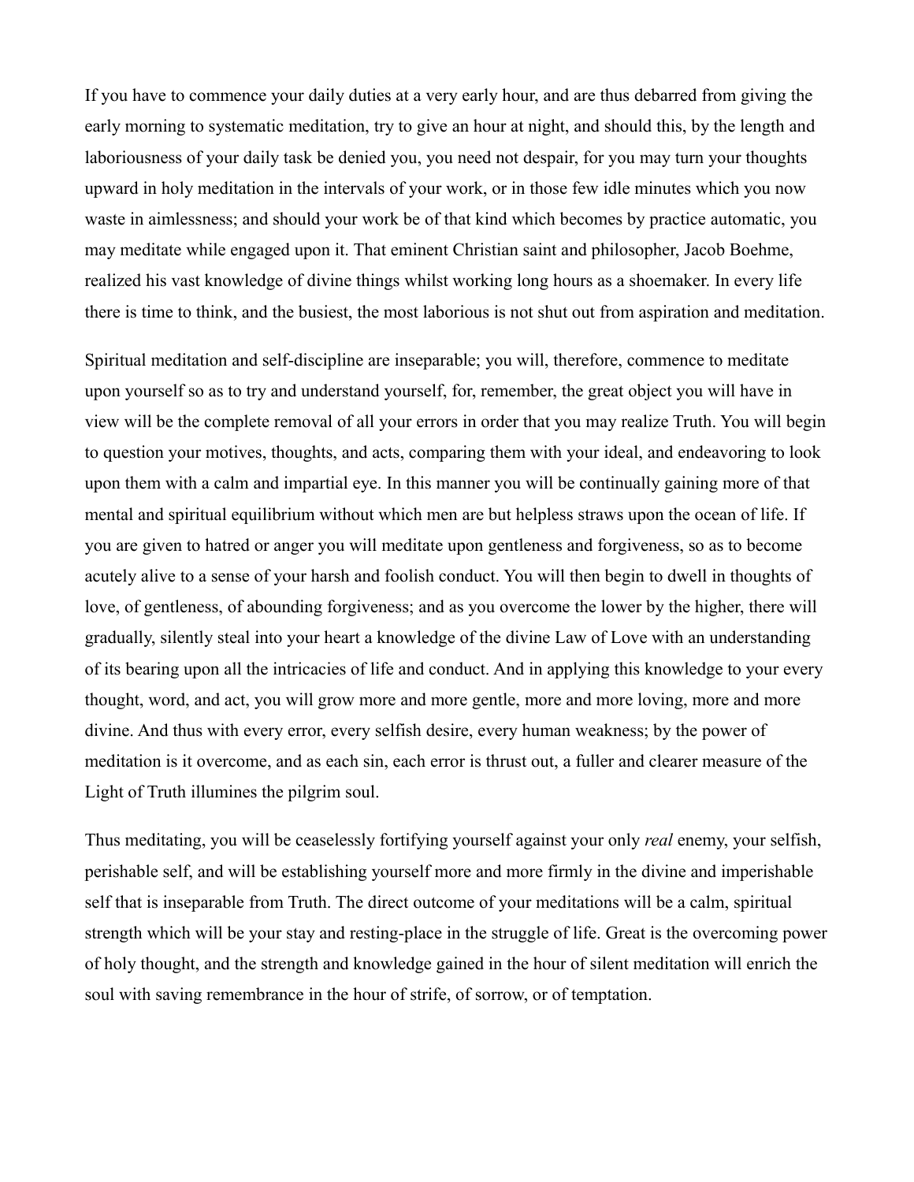If you have to commence your daily duties at a very early hour, and are thus debarred from giving the early morning to systematic meditation, try to give an hour at night, and should this, by the length and laboriousness of your daily task be denied you, you need not despair, for you may turn your thoughts upward in holy meditation in the intervals of your work, or in those few idle minutes which you now waste in aimlessness; and should your work be of that kind which becomes by practice automatic, you may meditate while engaged upon it. That eminent Christian saint and philosopher, Jacob Boehme, realized his vast knowledge of divine things whilst working long hours as a shoemaker. In every life there is time to think, and the busiest, the most laborious is not shut out from aspiration and meditation.

Spiritual meditation and self-discipline are inseparable; you will, therefore, commence to meditate upon yourself so as to try and understand yourself, for, remember, the great object you will have in view will be the complete removal of all your errors in order that you may realize Truth. You will begin to question your motives, thoughts, and acts, comparing them with your ideal, and endeavoring to look upon them with a calm and impartial eye. In this manner you will be continually gaining more of that mental and spiritual equilibrium without which men are but helpless straws upon the ocean of life. If you are given to hatred or anger you will meditate upon gentleness and forgiveness, so as to become acutely alive to a sense of your harsh and foolish conduct. You will then begin to dwell in thoughts of love, of gentleness, of abounding forgiveness; and as you overcome the lower by the higher, there will gradually, silently steal into your heart a knowledge of the divine Law of Love with an understanding of its bearing upon all the intricacies of life and conduct. And in applying this knowledge to your every thought, word, and act, you will grow more and more gentle, more and more loving, more and more divine. And thus with every error, every selfish desire, every human weakness; by the power of meditation is it overcome, and as each sin, each error is thrust out, a fuller and clearer measure of the Light of Truth illumines the pilgrim soul.

Thus meditating, you will be ceaselessly fortifying yourself against your only *real* enemy, your selfish, perishable self, and will be establishing yourself more and more firmly in the divine and imperishable self that is inseparable from Truth. The direct outcome of your meditations will be a calm, spiritual strength which will be your stay and resting-place in the struggle of life. Great is the overcoming power of holy thought, and the strength and knowledge gained in the hour of silent meditation will enrich the soul with saving remembrance in the hour of strife, of sorrow, or of temptation.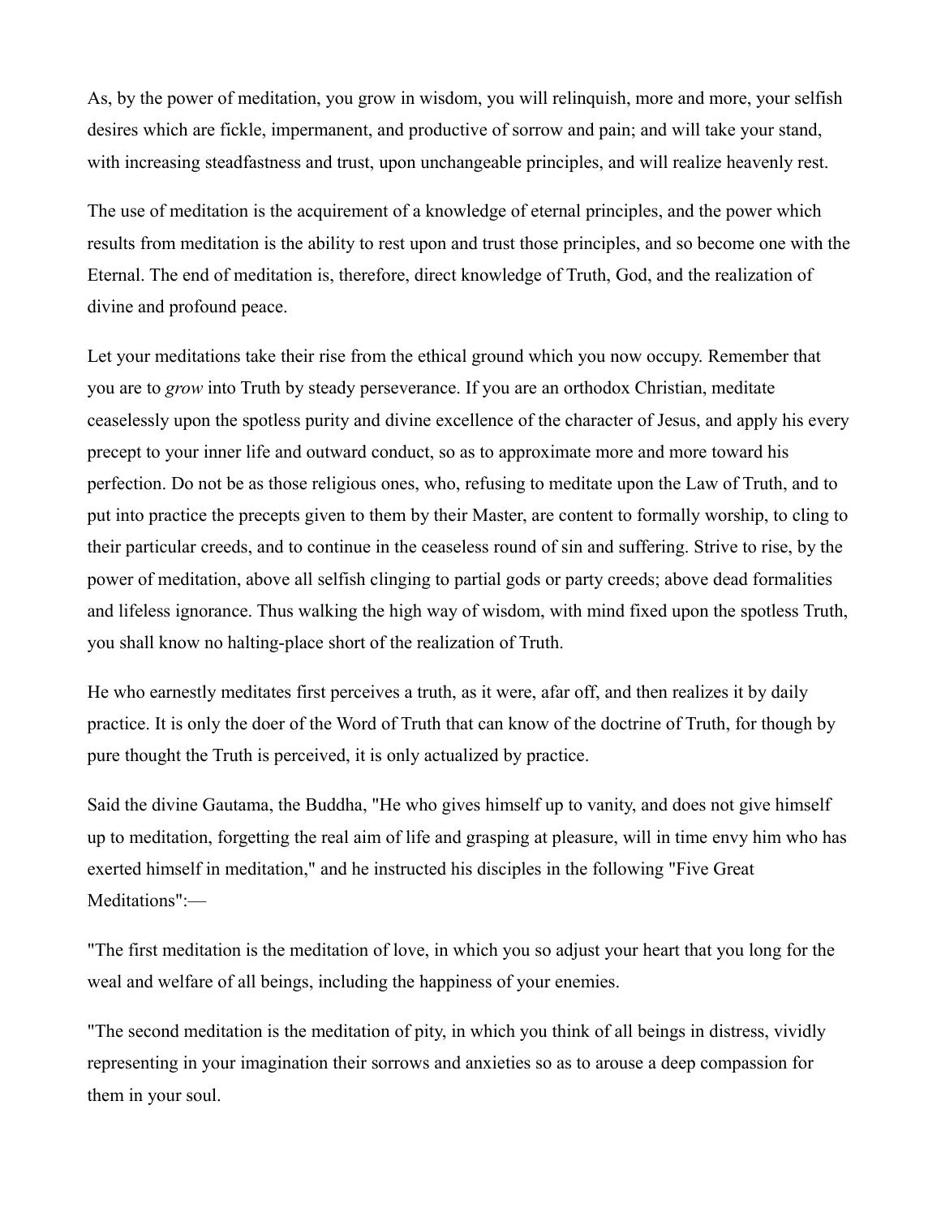As, by the power of meditation, you grow in wisdom, you will relinquish, more and more, your selfish desires which are fickle, impermanent, and productive of sorrow and pain; and will take your stand, with increasing steadfastness and trust, upon unchangeable principles, and will realize heavenly rest.

The use of meditation is the acquirement of a knowledge of eternal principles, and the power which results from meditation is the ability to rest upon and trust those principles, and so become one with the Eternal. The end of meditation is, therefore, direct knowledge of Truth, God, and the realization of divine and profound peace.

Let your meditations take their rise from the ethical ground which you now occupy. Remember that you are to *grow* into Truth by steady perseverance. If you are an orthodox Christian, meditate ceaselessly upon the spotless purity and divine excellence of the character of Jesus, and apply his every precept to your inner life and outward conduct, so as to approximate more and more toward his perfection. Do not be as those religious ones, who, refusing to meditate upon the Law of Truth, and to put into practice the precepts given to them by their Master, are content to formally worship, to cling to their particular creeds, and to continue in the ceaseless round of sin and suffering. Strive to rise, by the power of meditation, above all selfish clinging to partial gods or party creeds; above dead formalities and lifeless ignorance. Thus walking the high way of wisdom, with mind fixed upon the spotless Truth, you shall know no halting-place short of the realization of Truth.

He who earnestly meditates first perceives a truth, as it were, afar off, and then realizes it by daily practice. It is only the doer of the Word of Truth that can know of the doctrine of Truth, for though by pure thought the Truth is perceived, it is only actualized by practice.

Said the divine Gautama, the Buddha, "He who gives himself up to vanity, and does not give himself up to meditation, forgetting the real aim of life and grasping at pleasure, will in time envy him who has exerted himself in meditation," and he instructed his disciples in the following "Five Great Meditations":—

"The first meditation is the meditation of love, in which you so adjust your heart that you long for the weal and welfare of all beings, including the happiness of your enemies.

"The second meditation is the meditation of pity, in which you think of all beings in distress, vividly representing in your imagination their sorrows and anxieties so as to arouse a deep compassion for them in your soul.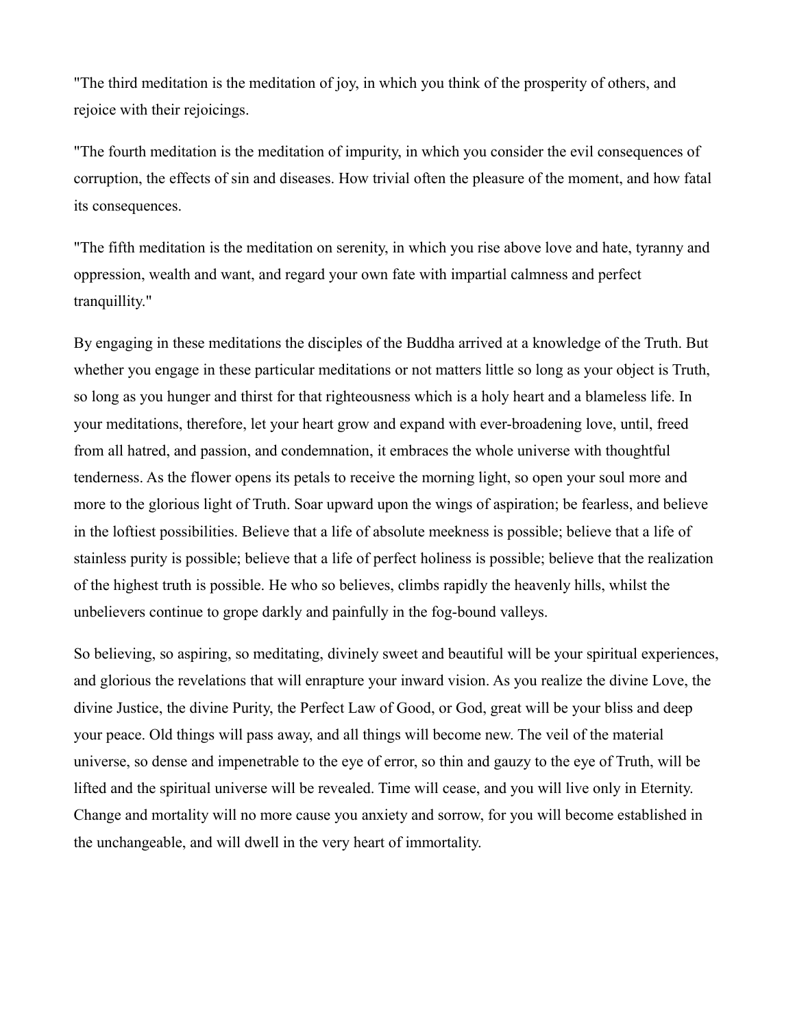"The third meditation is the meditation of joy, in which you think of the prosperity of others, and rejoice with their rejoicings.

"The fourth meditation is the meditation of impurity, in which you consider the evil consequences of corruption, the effects of sin and diseases. How trivial often the pleasure of the moment, and how fatal its consequences.

"The fifth meditation is the meditation on serenity, in which you rise above love and hate, tyranny and oppression, wealth and want, and regard your own fate with impartial calmness and perfect tranquillity."

By engaging in these meditations the disciples of the Buddha arrived at a knowledge of the Truth. But whether you engage in these particular meditations or not matters little so long as your object is Truth, so long as you hunger and thirst for that righteousness which is a holy heart and a blameless life. In your meditations, therefore, let your heart grow and expand with ever-broadening love, until, freed from all hatred, and passion, and condemnation, it embraces the whole universe with thoughtful tenderness. As the flower opens its petals to receive the morning light, so open your soul more and more to the glorious light of Truth. Soar upward upon the wings of aspiration; be fearless, and believe in the loftiest possibilities. Believe that a life of absolute meekness is possible; believe that a life of stainless purity is possible; believe that a life of perfect holiness is possible; believe that the realization of the highest truth is possible. He who so believes, climbs rapidly the heavenly hills, whilst the unbelievers continue to grope darkly and painfully in the fog-bound valleys.

So believing, so aspiring, so meditating, divinely sweet and beautiful will be your spiritual experiences, and glorious the revelations that will enrapture your inward vision. As you realize the divine Love, the divine Justice, the divine Purity, the Perfect Law of Good, or God, great will be your bliss and deep your peace. Old things will pass away, and all things will become new. The veil of the material universe, so dense and impenetrable to the eye of error, so thin and gauzy to the eye of Truth, will be lifted and the spiritual universe will be revealed. Time will cease, and you will live only in Eternity. Change and mortality will no more cause you anxiety and sorrow, for you will become established in the unchangeable, and will dwell in the very heart of immortality.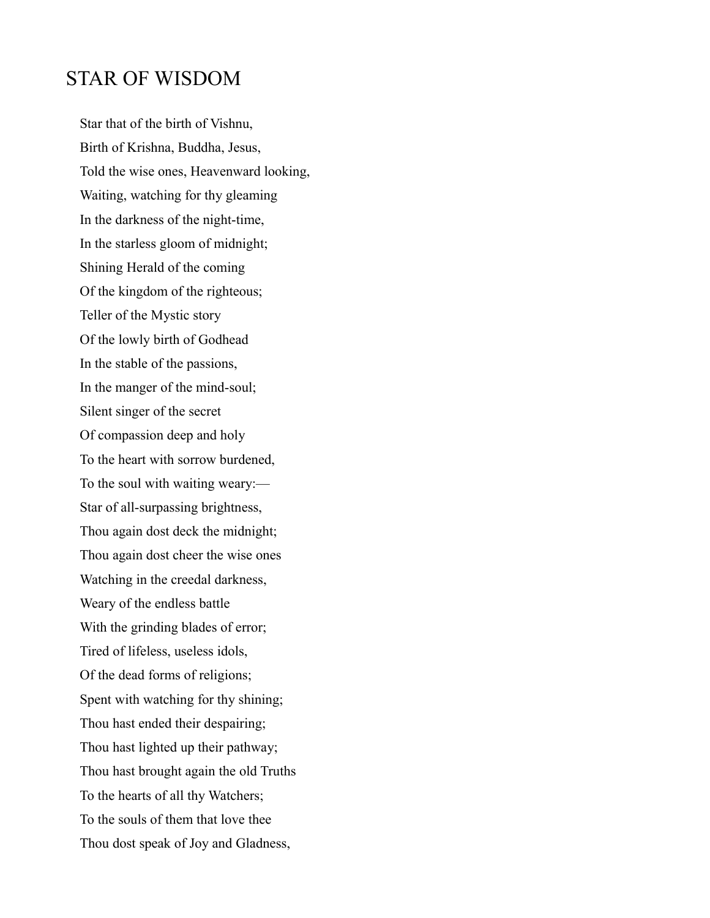# STAR OF WISDOM

Star that of the birth of Vishnu,  
Birth of Krishna, Buddha, Jesus,  
Told the wise ones, Heavenward looking,  
Waiting, watching for thy gleaming  
In the darkness of the night-time,  
In the starless gloom of midnight;  
Shining Herald of the coming  
Of the kingdom of the righteous;  
Teller of the Mystic story  
Of the lowly birth of Godhead  
In the stable of the passions,  
In the manger of the mind-soul;  
Silent singer of the secret  
Of compassion deep and holy  
To the heart with sorrow burdened,  
To the soul with waiting weary:—  
Star of all-surpassing brightness,  
Thou again dost deck the midnight;  
Thou again dost cheer the wise ones  
Watching in the creedal darkness,  
Weary of the endless battle  
With the grinding blades of error;  
Tired of lifeless, useless idols,  
Of the dead forms of religions;  
Spent with watching for thy shining;  
Thou hast ended their despairing;  
Thou hast lighted up their pathway;  
Thou hast brought again the old Truths  
To the hearts of all thy Watchers;  
To the souls of them that love thee  
Thou dost speak of Joy and Gladness,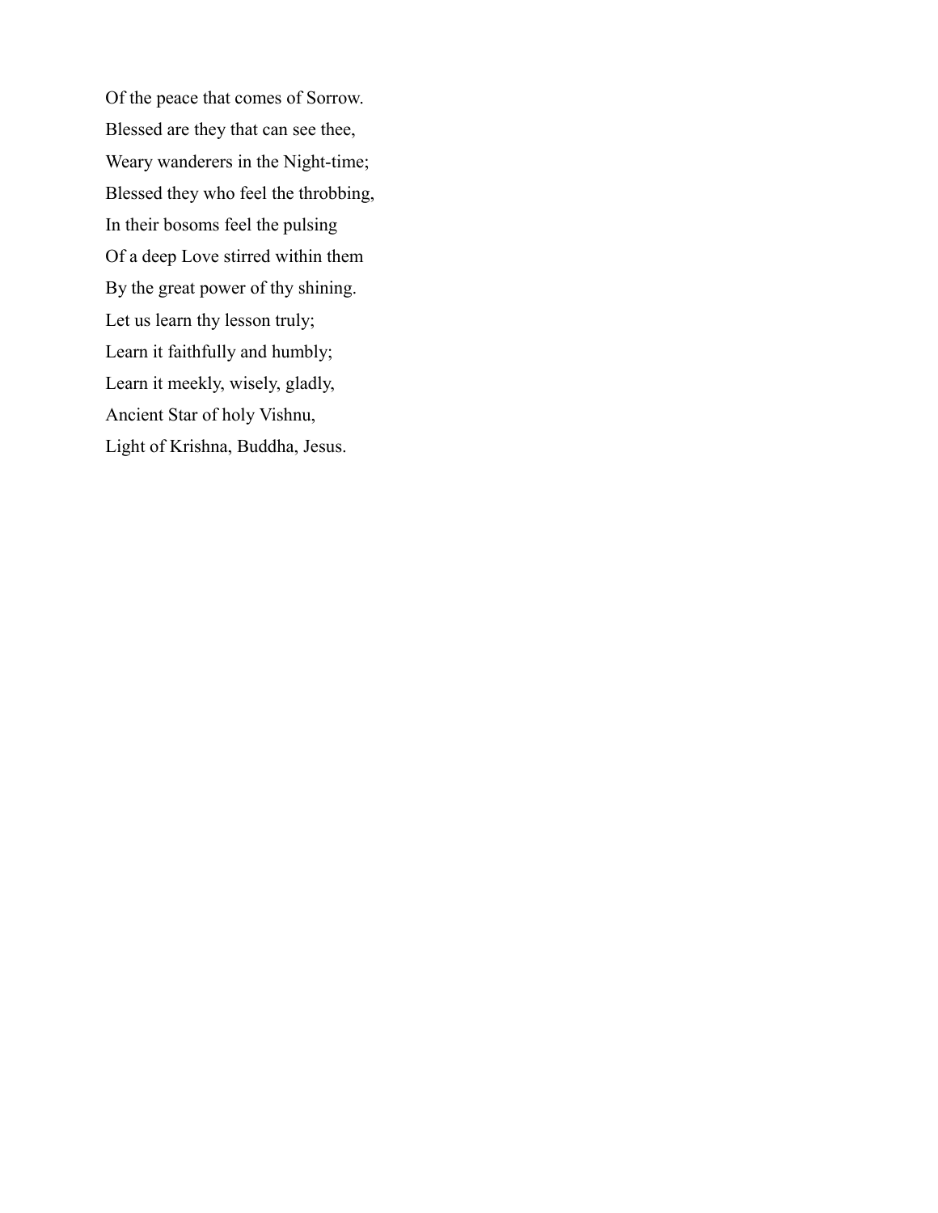Of the peace that comes of Sorrow.  
Blessed are they that can see thee,  
Weary wanderers in the Night-time;  
Blessed they who feel the throbbing,  
In their bosoms feel the pulsing  
Of a deep Love stirred within them  
By the great power of thy shining.  
Let us learn thy lesson truly;  
Learn it faithfully and humbly;  
Learn it meekly, wisely, gladly,  
Ancient Star of holy Vishnu,  
Light of Krishna, Buddha, Jesus.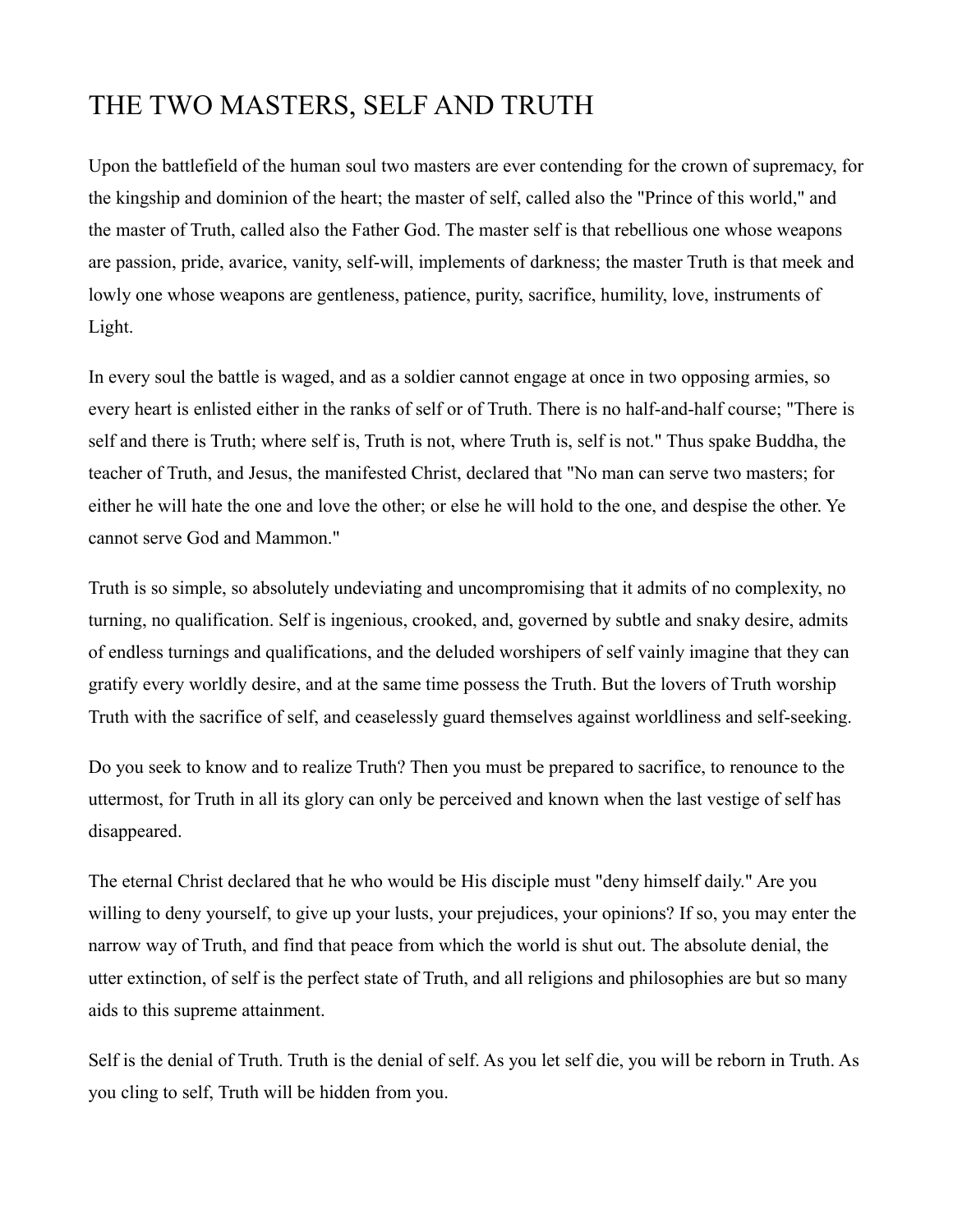# THE TWO MASTERS, SELF AND TRUTH

Upon the battlefield of the human soul two masters are ever contending for the crown of supremacy, for the kingship and dominion of the heart; the master of self, called also the "Prince of this world," and the master of Truth, called also the Father God. The master self is that rebellious one whose weapons are passion, pride, avarice, vanity, self-will, implements of darkness; the master Truth is that meek and lowly one whose weapons are gentleness, patience, purity, sacrifice, humility, love, instruments of Light.

In every soul the battle is waged, and as a soldier cannot engage at once in two opposing armies, so every heart is enlisted either in the ranks of self or of Truth. There is no half-and-half course; "There is self and there is Truth; where self is, Truth is not, where Truth is, self is not." Thus spake Buddha, the teacher of Truth, and Jesus, the manifested Christ, declared that "No man can serve two masters; for either he will hate the one and love the other; or else he will hold to the one, and despise the other. Ye cannot serve God and Mammon."

Truth is so simple, so absolutely undeviating and uncompromising that it admits of no complexity, no turning, no qualification. Self is ingenious, crooked, and, governed by subtle and snaky desire, admits of endless turnings and qualifications, and the deluded worshipers of self vainly imagine that they can gratify every worldly desire, and at the same time possess the Truth. But the lovers of Truth worship Truth with the sacrifice of self, and ceaselessly guard themselves against worldliness and self-seeking.

Do you seek to know and to realize Truth? Then you must be prepared to sacrifice, to renounce to the uttermost, for Truth in all its glory can only be perceived and known when the last vestige of self has disappeared.

The eternal Christ declared that he who would be His disciple must "deny himself daily." Are you willing to deny yourself, to give up your lusts, your prejudices, your opinions? If so, you may enter the narrow way of Truth, and find that peace from which the world is shut out. The absolute denial, the utter extinction, of self is the perfect state of Truth, and all religions and philosophies are but so many aids to this supreme attainment.

Self is the denial of Truth. Truth is the denial of self. As you let self die, you will be reborn in Truth. As you cling to self, Truth will be hidden from you.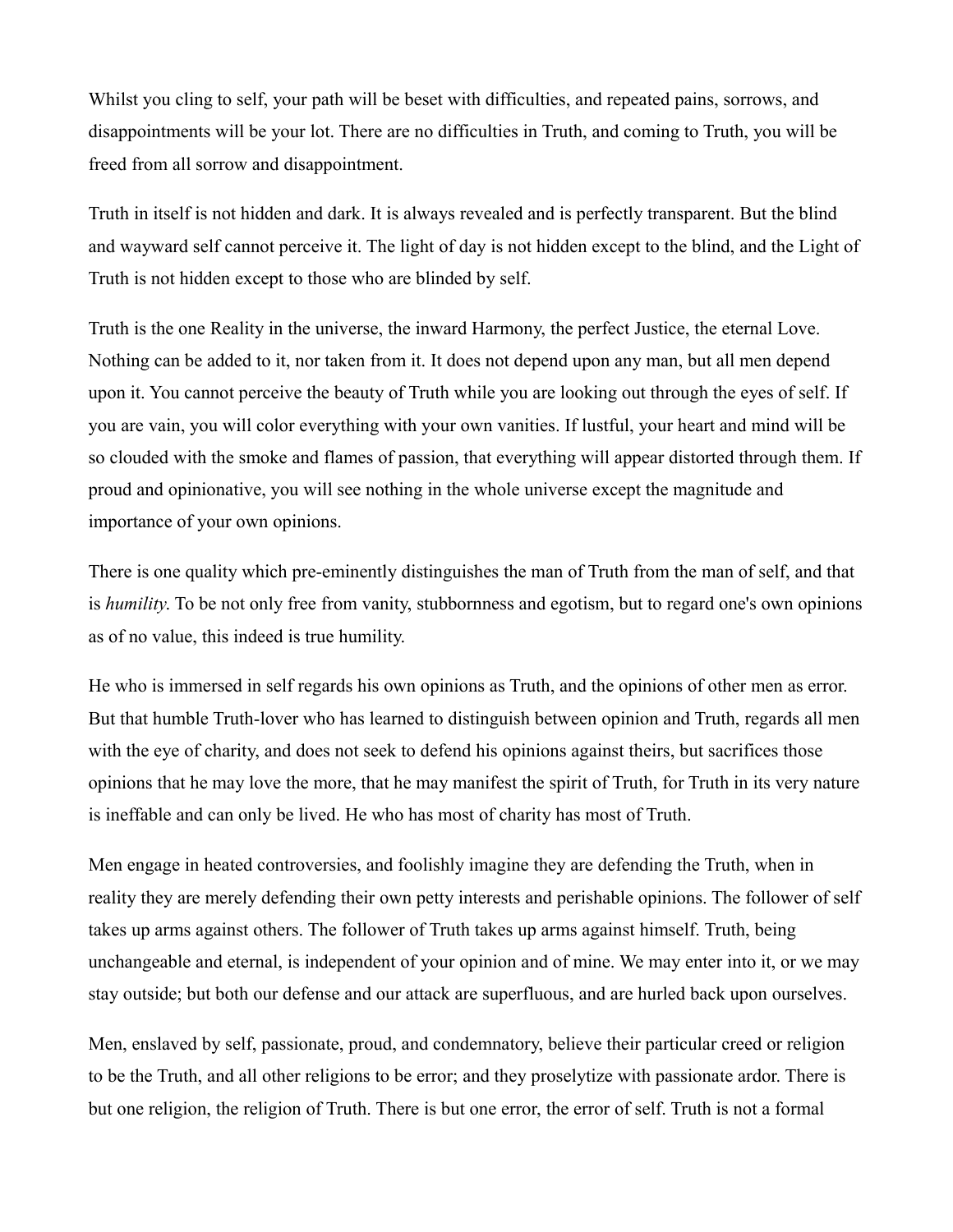Whilst you cling to self, your path will be beset with difficulties, and repeated pains, sorrows, and disappointments will be your lot. There are no difficulties in Truth, and coming to Truth, you will be freed from all sorrow and disappointment.

Truth in itself is not hidden and dark. It is always revealed and is perfectly transparent. But the blind and wayward self cannot perceive it. The light of day is not hidden except to the blind, and the Light of Truth is not hidden except to those who are blinded by self.

Truth is the one Reality in the universe, the inward Harmony, the perfect Justice, the eternal Love. Nothing can be added to it, nor taken from it. It does not depend upon any man, but all men depend upon it. You cannot perceive the beauty of Truth while you are looking out through the eyes of self. If you are vain, you will color everything with your own vanities. If lustful, your heart and mind will be so clouded with the smoke and flames of passion, that everything will appear distorted through them. If proud and opinionative, you will see nothing in the whole universe except the magnitude and importance of your own opinions.

There is one quality which pre-eminently distinguishes the man of Truth from the man of self, and that is *humility*. To be not only free from vanity, stubbornness and egotism, but to regard one's own opinions as of no value, this indeed is true humility.

He who is immersed in self regards his own opinions as Truth, and the opinions of other men as error. But that humble Truth-lover who has learned to distinguish between opinion and Truth, regards all men with the eye of charity, and does not seek to defend his opinions against theirs, but sacrifices those opinions that he may love the more, that he may manifest the spirit of Truth, for Truth in its very nature is ineffable and can only be lived. He who has most of charity has most of Truth.

Men engage in heated controversies, and foolishly imagine they are defending the Truth, when in reality they are merely defending their own petty interests and perishable opinions. The follower of self takes up arms against others. The follower of Truth takes up arms against himself. Truth, being unchangeable and eternal, is independent of your opinion and of mine. We may enter into it, or we may stay outside; but both our defense and our attack are superfluous, and are hurled back upon ourselves.

Men, enslaved by self, passionate, proud, and condemnatory, believe their particular creed or religion to be the Truth, and all other religions to be error; and they proselytize with passionate ardor. There is but one religion, the religion of Truth. There is but one error, the error of self. Truth is not a formal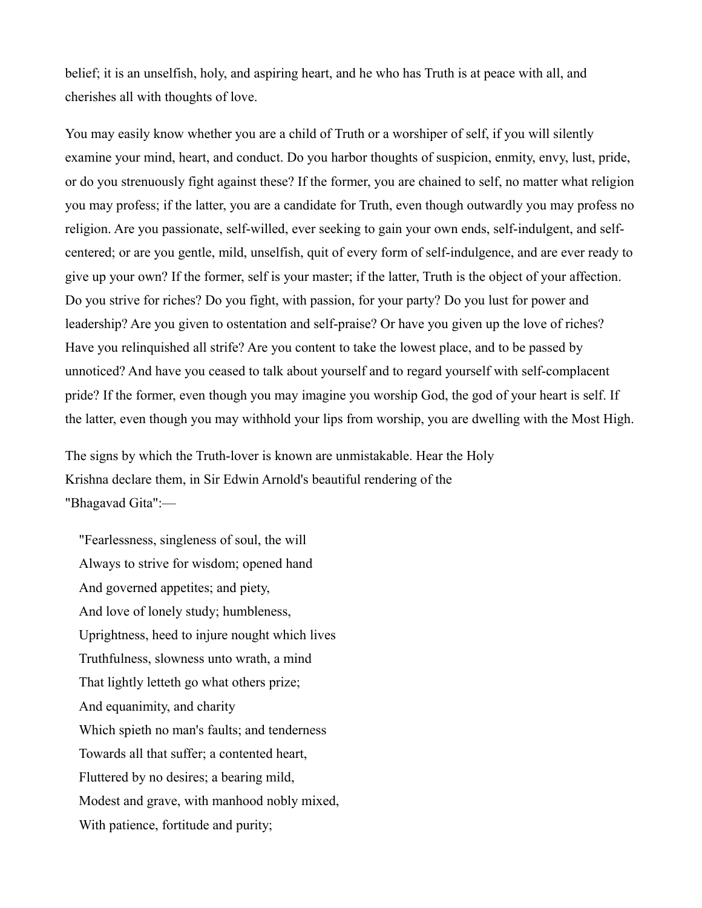belief; it is an unselfish, holy, and aspiring heart, and he who has Truth is at peace with all, and cherishes all with thoughts of love.

You may easily know whether you are a child of Truth or a worshiper of self, if you will silently examine your mind, heart, and conduct. Do you harbor thoughts of suspicion, enmity, envy, lust, pride, or do you strenuously fight against these? If the former, you are chained to self, no matter what religion you may profess; if the latter, you are a candidate for Truth, even though outwardly you may profess no religion. Are you passionate, self-willed, ever seeking to gain your own ends, self-indulgent, and self-centered; or are you gentle, mild, unselfish, quit of every form of self-indulgence, and are ever ready to give up your own? If the former, self is your master; if the latter, Truth is the object of your affection. Do you strive for riches? Do you fight, with passion, for your party? Do you lust for power and leadership? Are you given to ostentation and self-praise? Or have you given up the love of riches? Have you relinquished all strife? Are you content to take the lowest place, and to be passed by unnoticed? And have you ceased to talk about yourself and to regard yourself with self-complacent pride? If the former, even though you may imagine you worship God, the god of your heart is self. If the latter, even though you may withhold your lips from worship, you are dwelling with the Most High.

The signs by which the Truth-lover is known are unmistakable. Hear the Holy Krishna declare them, in Sir Edwin Arnold's beautiful rendering of the "Bhagavad Gita":—

> "Fearlessness, singleness of soul, the will
> Always to strive for wisdom; opened hand
> And governed appetites; and piety,
> And love of lonely study; humbleness,
> Uprightness, heed to injure nought which lives
> Truthfulness, slowness unto wrath, a mind
> That lightly letteth go what others prize;
> And equanimity, and charity
> Which spieth no man's faults; and tenderness
> Towards all that suffer; a contented heart,
> Fluttered by no desires; a bearing mild,
> Modest and grave, with manhood nobly mixed,
> With patience, fortitude and purity;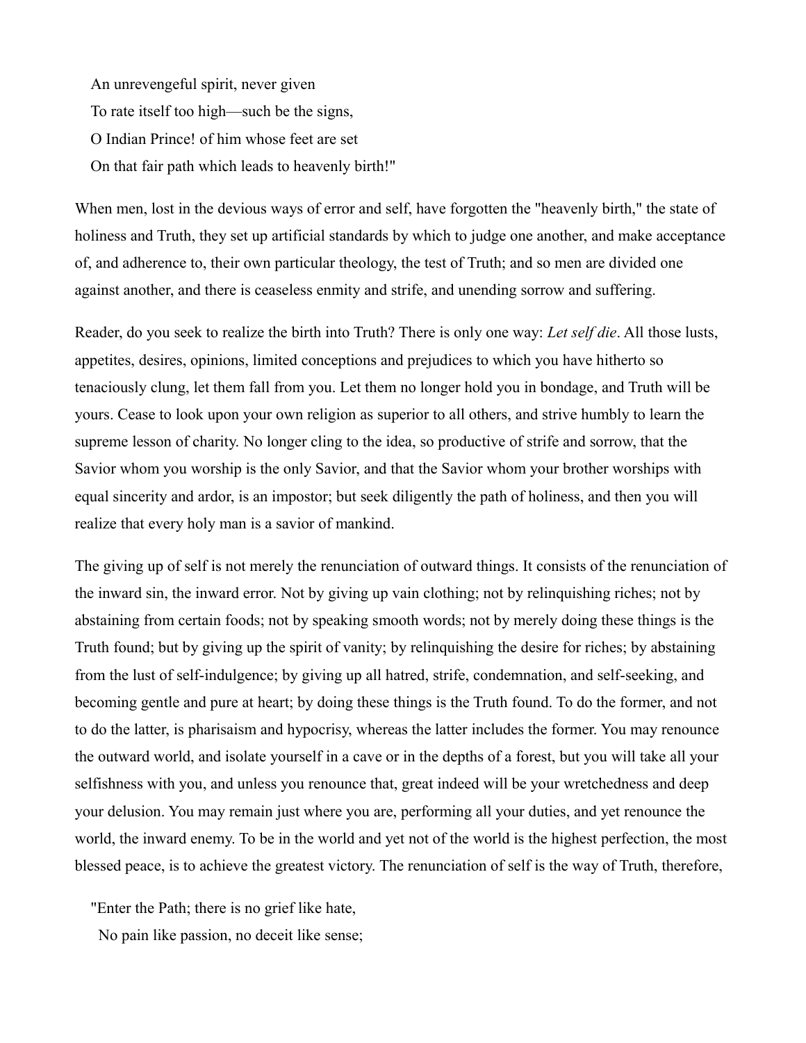An unrevengeful spirit, never given  
To rate itself too high—such be the signs,  
O Indian Prince! of him whose feet are set  
On that fair path which leads to heavenly birth!"

When men, lost in the devious ways of error and self, have forgotten the "heavenly birth," the state of holiness and Truth, they set up artificial standards by which to judge one another, and make acceptance of, and adherence to, their own particular theology, the test of Truth; and so men are divided one against another, and there is ceaseless enmity and strife, and unending sorrow and suffering.

Reader, do you seek to realize the birth into Truth? There is only one way: *Let self die*. All those lusts, appetites, desires, opinions, limited conceptions and prejudices to which you have hitherto so tenaciously clung, let them fall from you. Let them no longer hold you in bondage, and Truth will be yours. Cease to look upon your own religion as superior to all others, and strive humbly to learn the supreme lesson of charity. No longer cling to the idea, so productive of strife and sorrow, that the Savior whom you worship is the only Savior, and that the Savior whom your brother worships with equal sincerity and ardor, is an impostor; but seek diligently the path of holiness, and then you will realize that every holy man is a savior of mankind.

The giving up of self is not merely the renunciation of outward things. It consists of the renunciation of the inward sin, the inward error. Not by giving up vain clothing; not by relinquishing riches; not by abstaining from certain foods; not by speaking smooth words; not by merely doing these things is the Truth found; but by giving up the spirit of vanity; by relinquishing the desire for riches; by abstaining from the lust of self-indulgence; by giving up all hatred, strife, condemnation, and self-seeking, and becoming gentle and pure at heart; by doing these things is the Truth found. To do the former, and not to do the latter, is pharisaism and hypocrisy, whereas the latter includes the former. You may renounce the outward world, and isolate yourself in a cave or in the depths of a forest, but you will take all your selfishness with you, and unless you renounce that, great indeed will be your wretchedness and deep your delusion. You may remain just where you are, performing all your duties, and yet renounce the world, the inward enemy. To be in the world and yet not of the world is the highest perfection, the most blessed peace, is to achieve the greatest victory. The renunciation of self is the way of Truth, therefore,

"Enter the Path; there is no grief like hate,  
No pain like passion, no deceit like sense;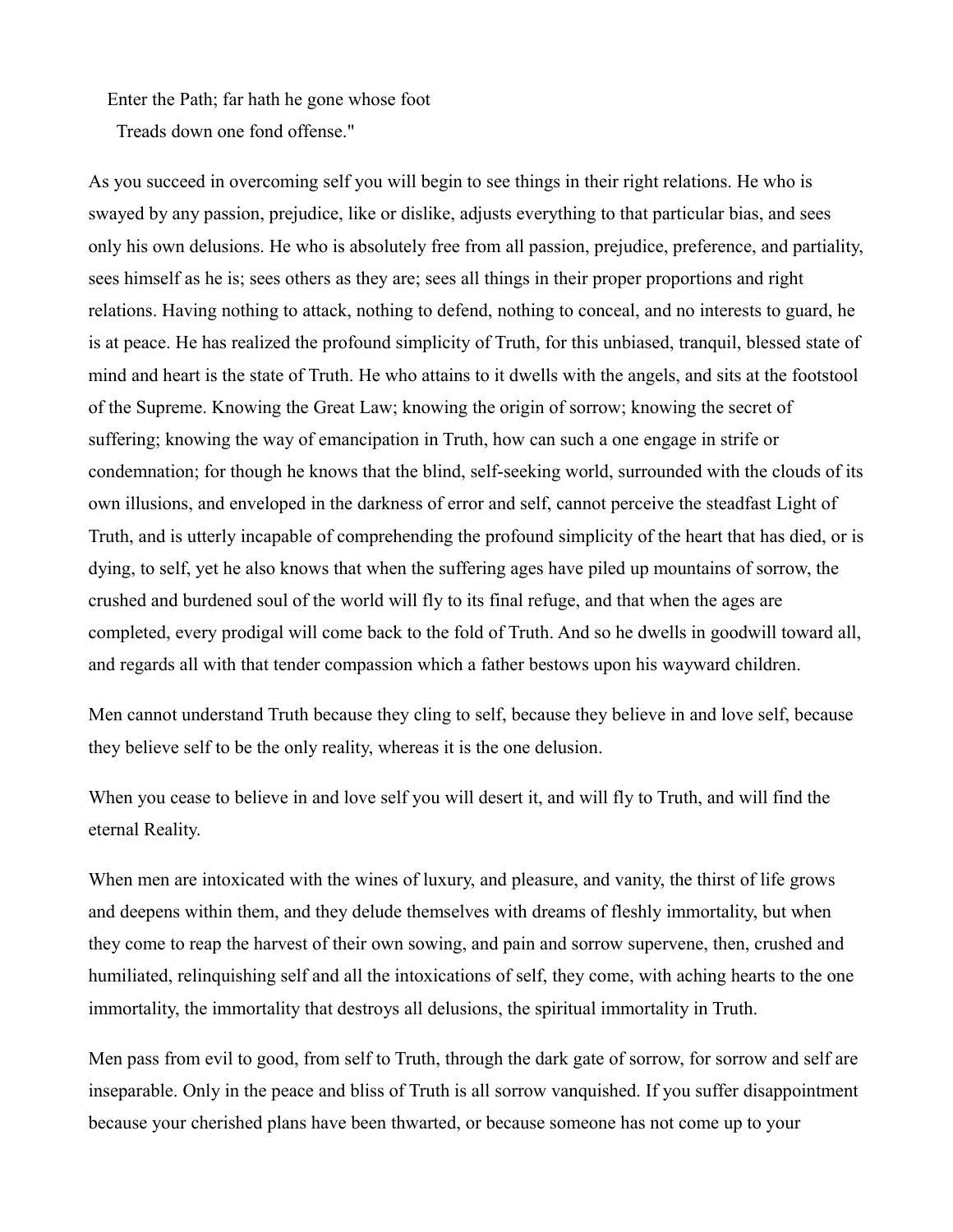Enter the Path; far hath he gone whose foot
  Treads down one fond offense."

As you succeed in overcoming self you will begin to see things in their right relations. He who is swayed by any passion, prejudice, like or dislike, adjusts everything to that particular bias, and sees only his own delusions. He who is absolutely free from all passion, prejudice, preference, and partiality, sees himself as he is; sees others as they are; sees all things in their proper proportions and right relations. Having nothing to attack, nothing to defend, nothing to conceal, and no interests to guard, he is at peace. He has realized the profound simplicity of Truth, for this unbiased, tranquil, blessed state of mind and heart is the state of Truth. He who attains to it dwells with the angels, and sits at the footstool of the Supreme. Knowing the Great Law; knowing the origin of sorrow; knowing the secret of suffering; knowing the way of emancipation in Truth, how can such a one engage in strife or condemnation; for though he knows that the blind, self-seeking world, surrounded with the clouds of its own illusions, and enveloped in the darkness of error and self, cannot perceive the steadfast Light of Truth, and is utterly incapable of comprehending the profound simplicity of the heart that has died, or is dying, to self, yet he also knows that when the suffering ages have piled up mountains of sorrow, the crushed and burdened soul of the world will fly to its final refuge, and that when the ages are completed, every prodigal will come back to the fold of Truth. And so he dwells in goodwill toward all, and regards all with that tender compassion which a father bestows upon his wayward children.

Men cannot understand Truth because they cling to self, because they believe in and love self, because they believe self to be the only reality, whereas it is the one delusion.

When you cease to believe in and love self you will desert it, and will fly to Truth, and will find the eternal Reality.

When men are intoxicated with the wines of luxury, and pleasure, and vanity, the thirst of life grows and deepens within them, and they delude themselves with dreams of fleshly immortality, but when they come to reap the harvest of their own sowing, and pain and sorrow supervene, then, crushed and humiliated, relinquishing self and all the intoxications of self, they come, with aching hearts to the one immortality, the immortality that destroys all delusions, the spiritual immortality in Truth.

Men pass from evil to good, from self to Truth, through the dark gate of sorrow, for sorrow and self are inseparable. Only in the peace and bliss of Truth is all sorrow vanquished. If you suffer disappointment because your cherished plans have been thwarted, or because someone has not come up to your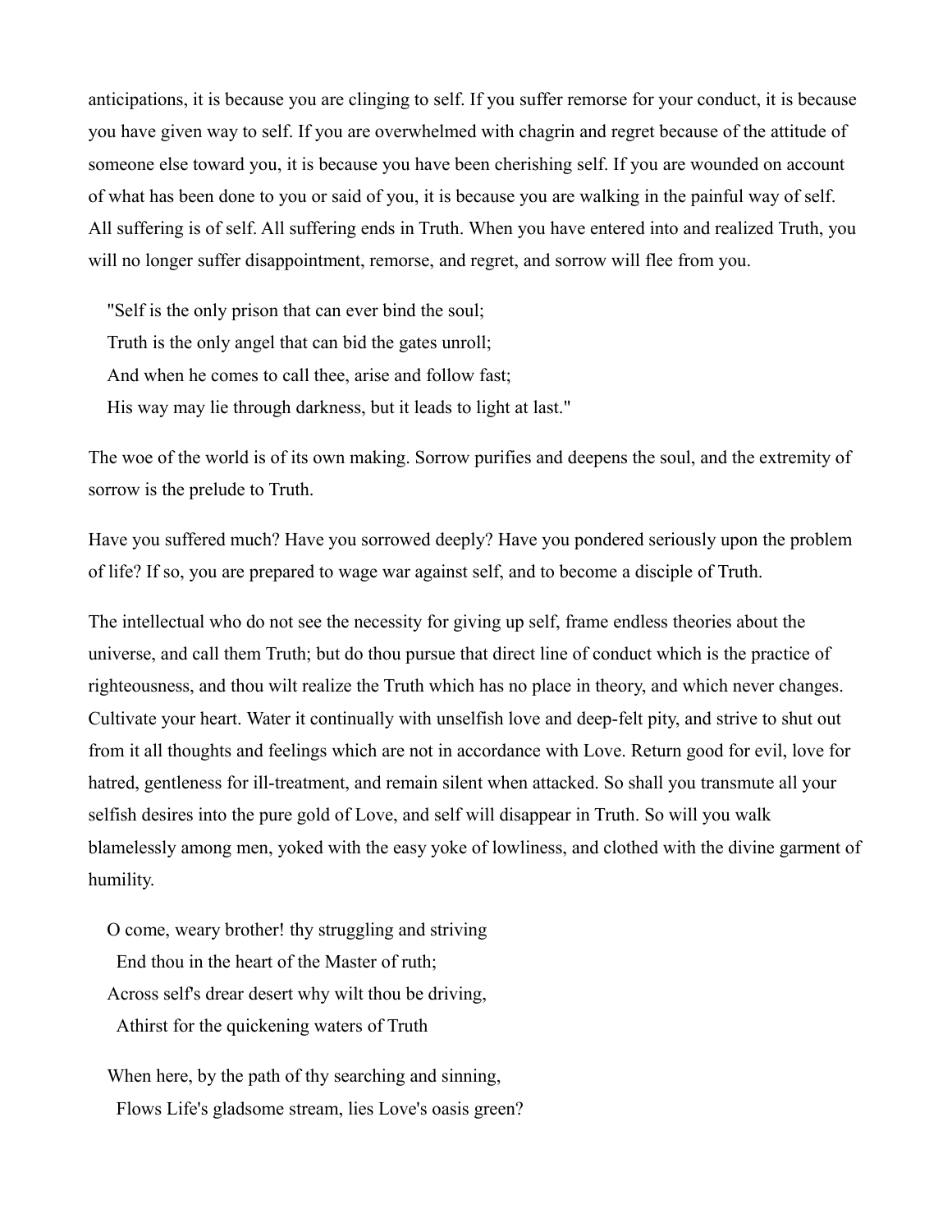anticipations, it is because you are clinging to self. If you suffer remorse for your conduct, it is because you have given way to self. If you are overwhelmed with chagrin and regret because of the attitude of someone else toward you, it is because you have been cherishing self. If you are wounded on account of what has been done to you or said of you, it is because you are walking in the painful way of self. All suffering is of self. All suffering ends in Truth. When you have entered into and realized Truth, you will no longer suffer disappointment, remorse, and regret, and sorrow will flee from you.

> "Self is the only prison that can ever bind the soul;  
> Truth is the only angel that can bid the gates unroll;  
> And when he comes to call thee, arise and follow fast;  
> His way may lie through darkness, but it leads to light at last."

The woe of the world is of its own making. Sorrow purifies and deepens the soul, and the extremity of sorrow is the prelude to Truth.

Have you suffered much? Have you sorrowed deeply? Have you pondered seriously upon the problem of life? If so, you are prepared to wage war against self, and to become a disciple of Truth.

The intellectual who do not see the necessity for giving up self, frame endless theories about the universe, and call them Truth; but do thou pursue that direct line of conduct which is the practice of righteousness, and thou wilt realize the Truth which has no place in theory, and which never changes. Cultivate your heart. Water it continually with unselfish love and deep-felt pity, and strive to shut out from it all thoughts and feelings which are not in accordance with Love. Return good for evil, love for hatred, gentleness for ill-treatment, and remain silent when attacked. So shall you transmute all your selfish desires into the pure gold of Love, and self will disappear in Truth. So will you walk blamelessly among men, yoked with the easy yoke of lowliness, and clothed with the divine garment of humility.

> O come, weary brother! thy struggling and striving  
> End thou in the heart of the Master of ruth;  
> Across self's drear desert why wilt thou be driving,  
> Athirst for the quickening waters of Truth
>
> When here, by the path of thy searching and sinning,  
> Flows Life's gladsome stream, lies Love's oasis green?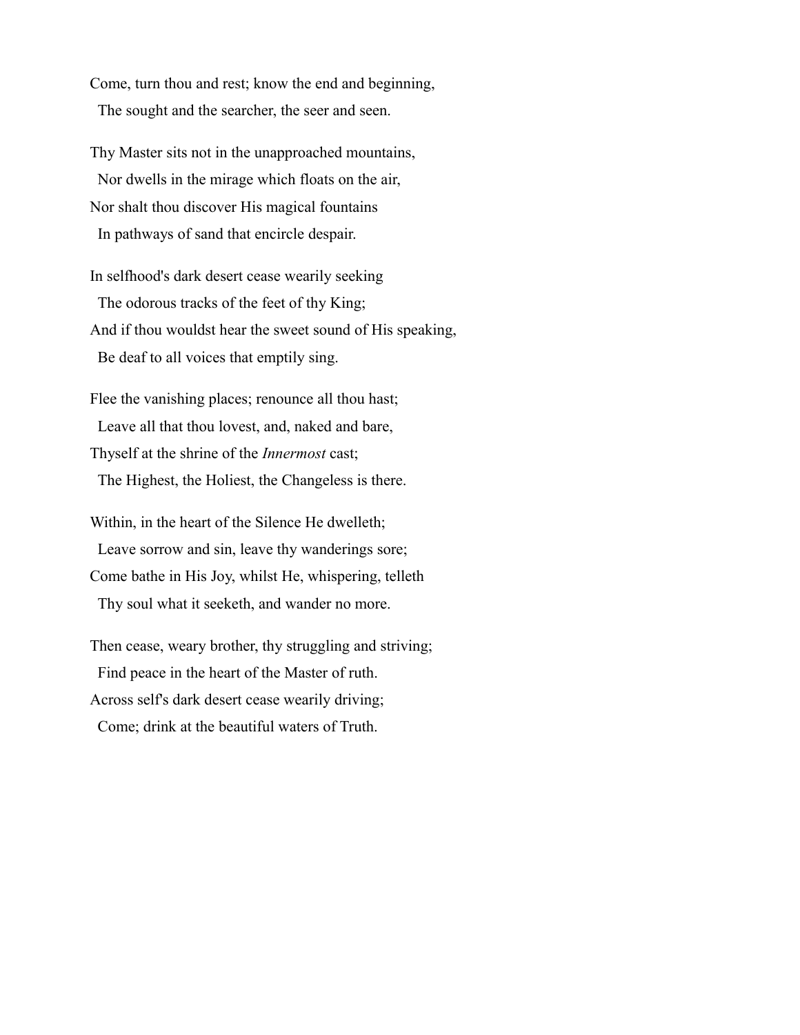Come, turn thou and rest; know the end and beginning,  
  The sought and the searcher, the seer and seen.

Thy Master sits not in the unapproached mountains,  
  Nor dwells in the mirage which floats on the air,  
Nor shalt thou discover His magical fountains  
  In pathways of sand that encircle despair.

In selfhood's dark desert cease wearily seeking  
  The odorous tracks of the feet of thy King;  
And if thou wouldst hear the sweet sound of His speaking,  
  Be deaf to all voices that emptily sing.

Flee the vanishing places; renounce all thou hast;  
  Leave all that thou lovest, and, naked and bare,  
Thyself at the shrine of the *Innermost* cast;  
  The Highest, the Holiest, the Changeless is there.

Within, in the heart of the Silence He dwelleth;  
  Leave sorrow and sin, leave thy wanderings sore;  
Come bathe in His Joy, whilst He, whispering, telleth  
  Thy soul what it seeketh, and wander no more.

Then cease, weary brother, thy struggling and striving;  
  Find peace in the heart of the Master of ruth.  
Across self's dark desert cease wearily driving;  
  Come; drink at the beautiful waters of Truth.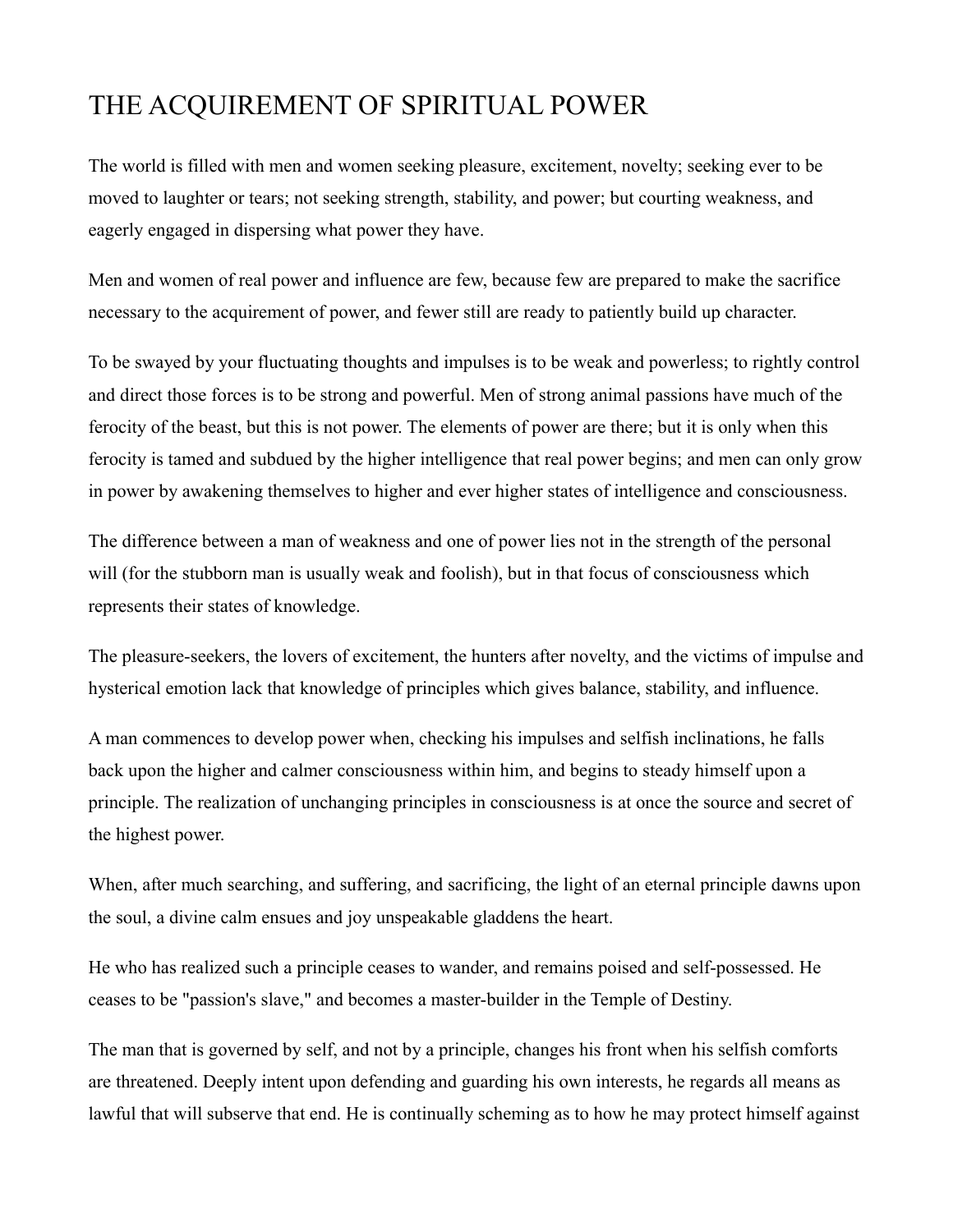# THE ACQUIREMENT OF SPIRITUAL POWER

The world is filled with men and women seeking pleasure, excitement, novelty; seeking ever to be moved to laughter or tears; not seeking strength, stability, and power; but courting weakness, and eagerly engaged in dispersing what power they have.

Men and women of real power and influence are few, because few are prepared to make the sacrifice necessary to the acquirement of power, and fewer still are ready to patiently build up character.

To be swayed by your fluctuating thoughts and impulses is to be weak and powerless; to rightly control and direct those forces is to be strong and powerful. Men of strong animal passions have much of the ferocity of the beast, but this is not power. The elements of power are there; but it is only when this ferocity is tamed and subdued by the higher intelligence that real power begins; and men can only grow in power by awakening themselves to higher and ever higher states of intelligence and consciousness.

The difference between a man of weakness and one of power lies not in the strength of the personal will (for the stubborn man is usually weak and foolish), but in that focus of consciousness which represents their states of knowledge.

The pleasure-seekers, the lovers of excitement, the hunters after novelty, and the victims of impulse and hysterical emotion lack that knowledge of principles which gives balance, stability, and influence.

A man commences to develop power when, checking his impulses and selfish inclinations, he falls back upon the higher and calmer consciousness within him, and begins to steady himself upon a principle. The realization of unchanging principles in consciousness is at once the source and secret of the highest power.

When, after much searching, and suffering, and sacrificing, the light of an eternal principle dawns upon the soul, a divine calm ensues and joy unspeakable gladdens the heart.

He who has realized such a principle ceases to wander, and remains poised and self-possessed. He ceases to be "passion's slave," and becomes a master-builder in the Temple of Destiny.

The man that is governed by self, and not by a principle, changes his front when his selfish comforts are threatened. Deeply intent upon defending and guarding his own interests, he regards all means as lawful that will subserve that end. He is continually scheming as to how he may protect himself against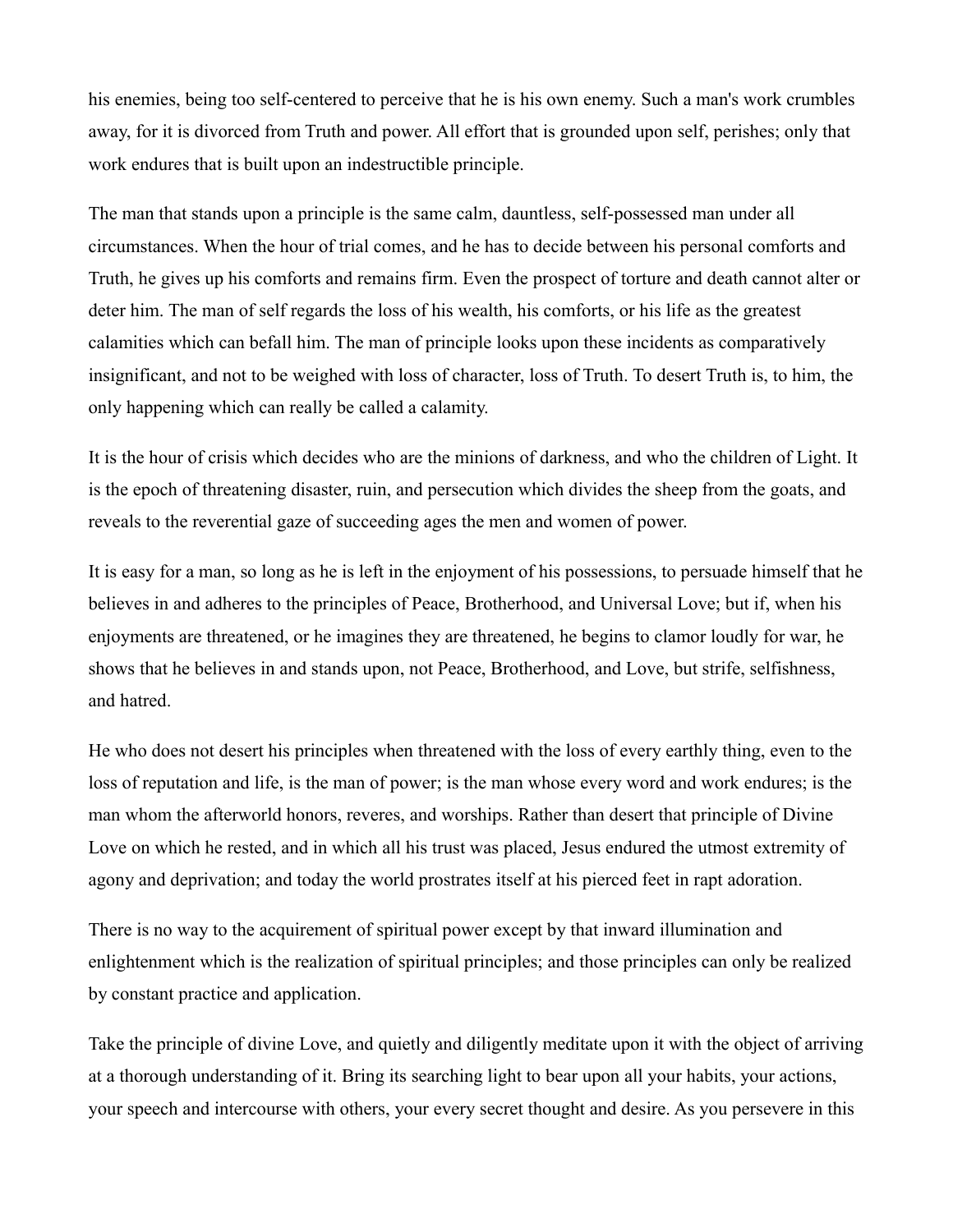his enemies, being too self-centered to perceive that he is his own enemy. Such a man's work crumbles away, for it is divorced from Truth and power. All effort that is grounded upon self, perishes; only that work endures that is built upon an indestructible principle.

The man that stands upon a principle is the same calm, dauntless, self-possessed man under all circumstances. When the hour of trial comes, and he has to decide between his personal comforts and Truth, he gives up his comforts and remains firm. Even the prospect of torture and death cannot alter or deter him. The man of self regards the loss of his wealth, his comforts, or his life as the greatest calamities which can befall him. The man of principle looks upon these incidents as comparatively insignificant, and not to be weighed with loss of character, loss of Truth. To desert Truth is, to him, the only happening which can really be called a calamity.

It is the hour of crisis which decides who are the minions of darkness, and who the children of Light. It is the epoch of threatening disaster, ruin, and persecution which divides the sheep from the goats, and reveals to the reverential gaze of succeeding ages the men and women of power.

It is easy for a man, so long as he is left in the enjoyment of his possessions, to persuade himself that he believes in and adheres to the principles of Peace, Brotherhood, and Universal Love; but if, when his enjoyments are threatened, or he imagines they are threatened, he begins to clamor loudly for war, he shows that he believes in and stands upon, not Peace, Brotherhood, and Love, but strife, selfishness, and hatred.

He who does not desert his principles when threatened with the loss of every earthly thing, even to the loss of reputation and life, is the man of power; is the man whose every word and work endures; is the man whom the afterworld honors, reveres, and worships. Rather than desert that principle of Divine Love on which he rested, and in which all his trust was placed, Jesus endured the utmost extremity of agony and deprivation; and today the world prostrates itself at his pierced feet in rapt adoration.

There is no way to the acquirement of spiritual power except by that inward illumination and enlightenment which is the realization of spiritual principles; and those principles can only be realized by constant practice and application.

Take the principle of divine Love, and quietly and diligently meditate upon it with the object of arriving at a thorough understanding of it. Bring its searching light to bear upon all your habits, your actions, your speech and intercourse with others, your every secret thought and desire. As you persevere in this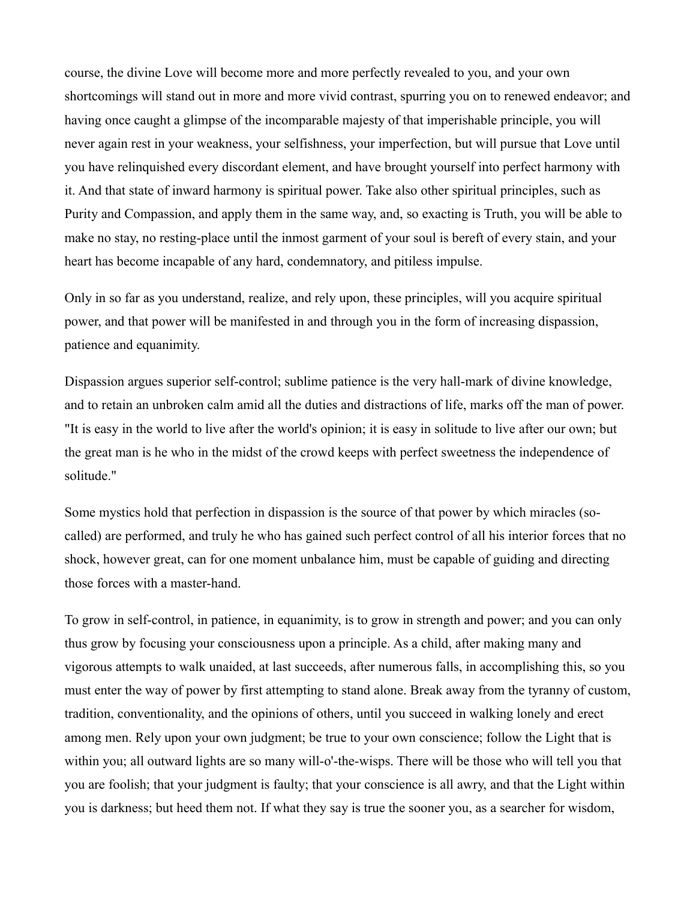course, the divine Love will become more and more perfectly revealed to you, and your own shortcomings will stand out in more and more vivid contrast, spurring you on to renewed endeavor; and having once caught a glimpse of the incomparable majesty of that imperishable principle, you will never again rest in your weakness, your selfishness, your imperfection, but will pursue that Love until you have relinquished every discordant element, and have brought yourself into perfect harmony with it. And that state of inward harmony is spiritual power. Take also other spiritual principles, such as Purity and Compassion, and apply them in the same way, and, so exacting is Truth, you will be able to make no stay, no resting-place until the inmost garment of your soul is bereft of every stain, and your heart has become incapable of any hard, condemnatory, and pitiless impulse.

Only in so far as you understand, realize, and rely upon, these principles, will you acquire spiritual power, and that power will be manifested in and through you in the form of increasing dispassion, patience and equanimity.

Dispassion argues superior self-control; sublime patience is the very hall-mark of divine knowledge, and to retain an unbroken calm amid all the duties and distractions of life, marks off the man of power. "It is easy in the world to live after the world's opinion; it is easy in solitude to live after our own; but the great man is he who in the midst of the crowd keeps with perfect sweetness the independence of solitude."

Some mystics hold that perfection in dispassion is the source of that power by which miracles (so-called) are performed, and truly he who has gained such perfect control of all his interior forces that no shock, however great, can for one moment unbalance him, must be capable of guiding and directing those forces with a master-hand.

To grow in self-control, in patience, in equanimity, is to grow in strength and power; and you can only thus grow by focusing your consciousness upon a principle. As a child, after making many and vigorous attempts to walk unaided, at last succeeds, after numerous falls, in accomplishing this, so you must enter the way of power by first attempting to stand alone. Break away from the tyranny of custom, tradition, conventionality, and the opinions of others, until you succeed in walking lonely and erect among men. Rely upon your own judgment; be true to your own conscience; follow the Light that is within you; all outward lights are so many will-o'-the-wisps. There will be those who will tell you that you are foolish; that your judgment is faulty; that your conscience is all awry, and that the Light within you is darkness; but heed them not. If what they say is true the sooner you, as a searcher for wisdom,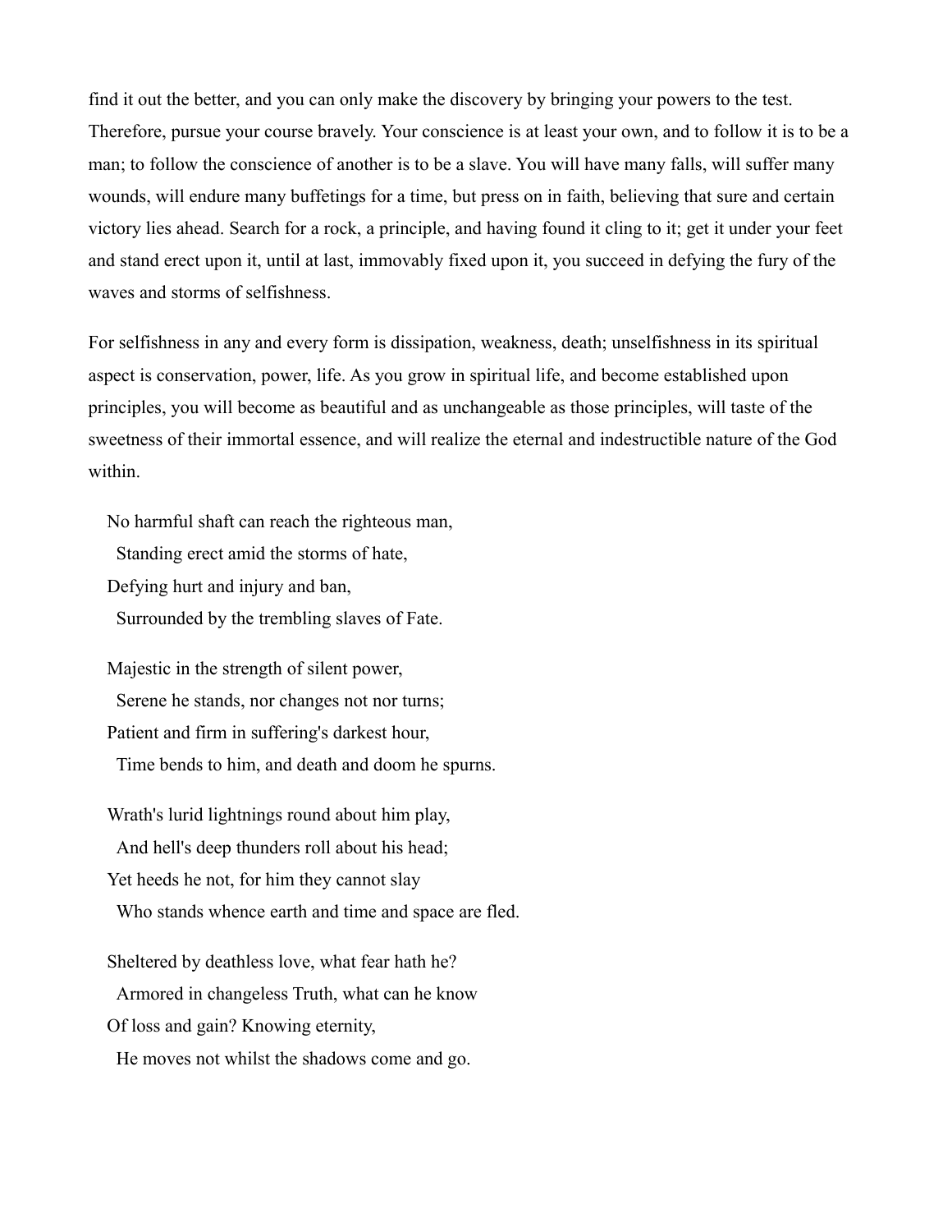find it out the better, and you can only make the discovery by bringing your powers to the test. Therefore, pursue your course bravely. Your conscience is at least your own, and to follow it is to be a man; to follow the conscience of another is to be a slave. You will have many falls, will suffer many wounds, will endure many buffetings for a time, but press on in faith, believing that sure and certain victory lies ahead. Search for a rock, a principle, and having found it cling to it; get it under your feet and stand erect upon it, until at last, immovably fixed upon it, you succeed in defying the fury of the waves and storms of selfishness.

For selfishness in any and every form is dissipation, weakness, death; unselfishness in its spiritual aspect is conservation, power, life. As you grow in spiritual life, and become established upon principles, you will become as beautiful and as unchangeable as those principles, will taste of the sweetness of their immortal essence, and will realize the eternal and indestructible nature of the God within.

No harmful shaft can reach the righteous man,
  Standing erect amid the storms of hate,
Defying hurt and injury and ban,
  Surrounded by the trembling slaves of Fate.

Majestic in the strength of silent power,
  Serene he stands, nor changes not nor turns;
Patient and firm in suffering's darkest hour,
  Time bends to him, and death and doom he spurns.

Wrath's lurid lightnings round about him play,
  And hell's deep thunders roll about his head;
Yet heeds he not, for him they cannot slay
  Who stands whence earth and time and space are fled.

Sheltered by deathless love, what fear hath he?
  Armored in changeless Truth, what can he know
Of loss and gain? Knowing eternity,
  He moves not whilst the shadows come and go.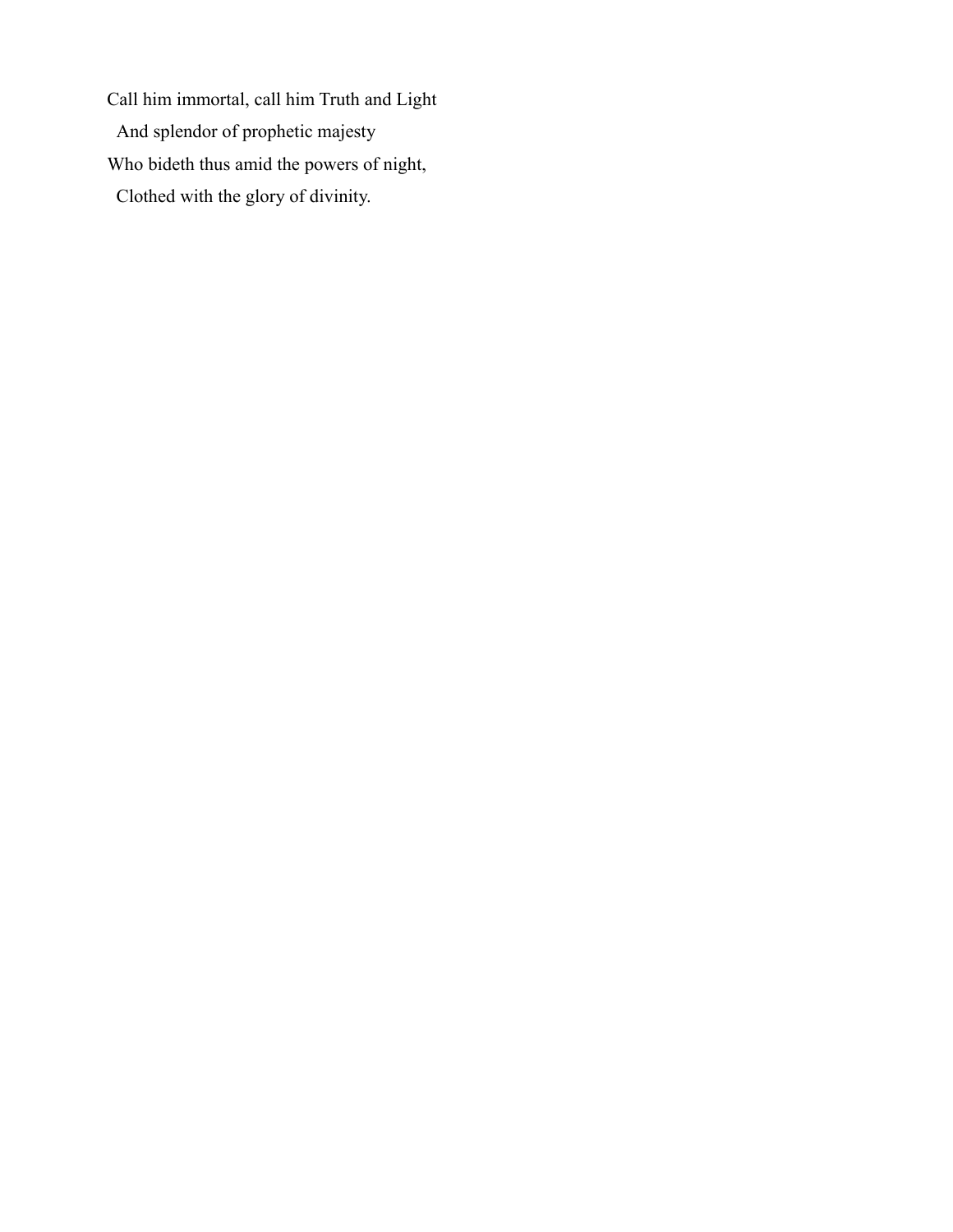Call him immortal, call him Truth and Light
  And splendor of prophetic majesty
Who bideth thus amid the powers of night,
  Clothed with the glory of divinity.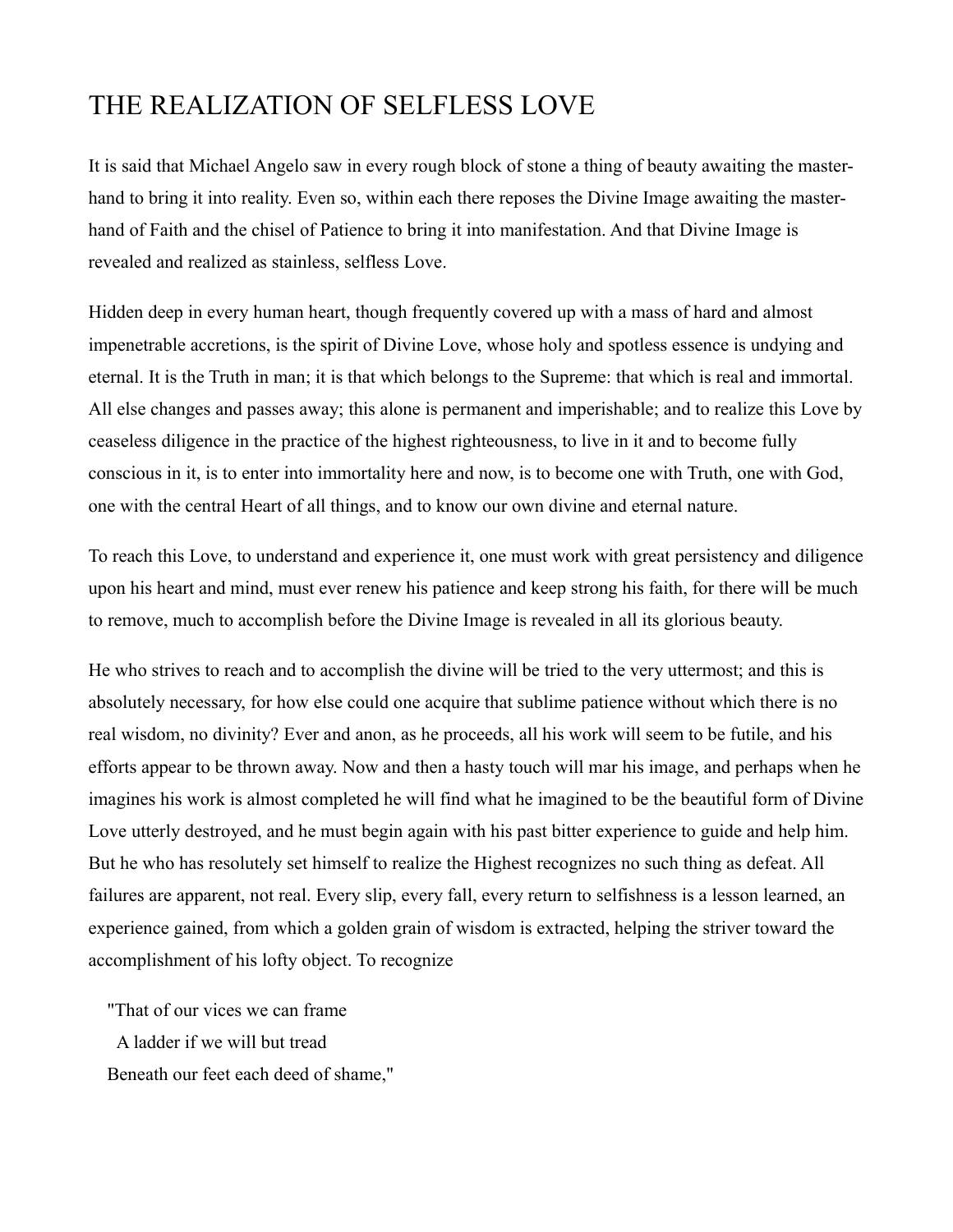# THE REALIZATION OF SELFLESS LOVE

It is said that Michael Angelo saw in every rough block of stone a thing of beauty awaiting the master-hand to bring it into reality. Even so, within each there reposes the Divine Image awaiting the master-hand of Faith and the chisel of Patience to bring it into manifestation. And that Divine Image is revealed and realized as stainless, selfless Love.

Hidden deep in every human heart, though frequently covered up with a mass of hard and almost impenetrable accretions, is the spirit of Divine Love, whose holy and spotless essence is undying and eternal. It is the Truth in man; it is that which belongs to the Supreme: that which is real and immortal. All else changes and passes away; this alone is permanent and imperishable; and to realize this Love by ceaseless diligence in the practice of the highest righteousness, to live in it and to become fully conscious in it, is to enter into immortality here and now, is to become one with Truth, one with God, one with the central Heart of all things, and to know our own divine and eternal nature.

To reach this Love, to understand and experience it, one must work with great persistency and diligence upon his heart and mind, must ever renew his patience and keep strong his faith, for there will be much to remove, much to accomplish before the Divine Image is revealed in all its glorious beauty.

He who strives to reach and to accomplish the divine will be tried to the very uttermost; and this is absolutely necessary, for how else could one acquire that sublime patience without which there is no real wisdom, no divinity? Ever and anon, as he proceeds, all his work will seem to be futile, and his efforts appear to be thrown away. Now and then a hasty touch will mar his image, and perhaps when he imagines his work is almost completed he will find what he imagined to be the beautiful form of Divine Love utterly destroyed, and he must begin again with his past bitter experience to guide and help him. But he who has resolutely set himself to realize the Highest recognizes no such thing as defeat. All failures are apparent, not real. Every slip, every fall, every return to selfishness is a lesson learned, an experience gained, from which a golden grain of wisdom is extracted, helping the striver toward the accomplishment of his lofty object. To recognize

"That of our vices we can frame
A ladder if we will but tread
Beneath our feet each deed of shame,"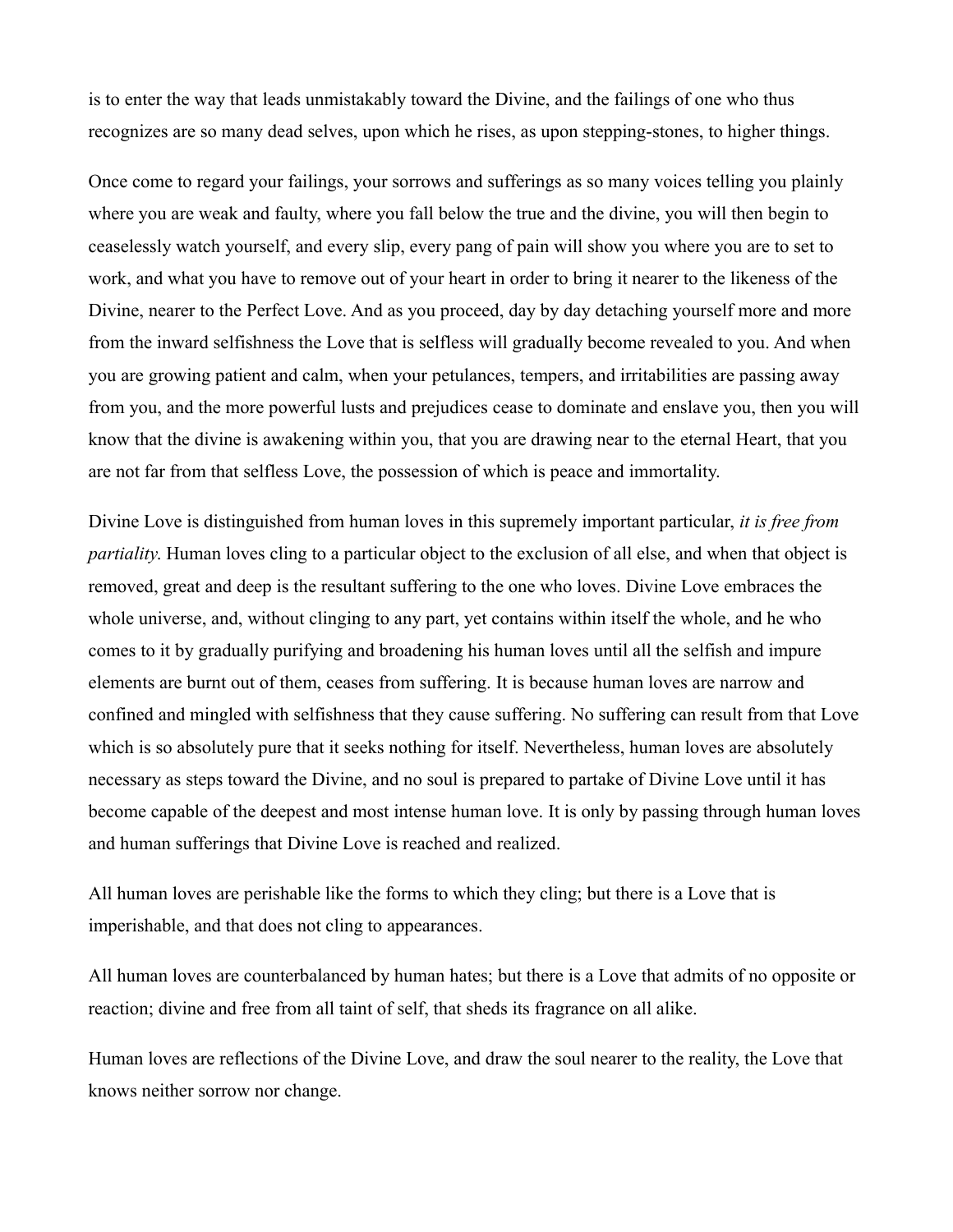is to enter the way that leads unmistakably toward the Divine, and the failings of one who thus recognizes are so many dead selves, upon which he rises, as upon stepping-stones, to higher things.

Once come to regard your failings, your sorrows and sufferings as so many voices telling you plainly where you are weak and faulty, where you fall below the true and the divine, you will then begin to ceaselessly watch yourself, and every slip, every pang of pain will show you where you are to set to work, and what you have to remove out of your heart in order to bring it nearer to the likeness of the Divine, nearer to the Perfect Love. And as you proceed, day by day detaching yourself more and more from the inward selfishness the Love that is selfless will gradually become revealed to you. And when you are growing patient and calm, when your petulances, tempers, and irritabilities are passing away from you, and the more powerful lusts and prejudices cease to dominate and enslave you, then you will know that the divine is awakening within you, that you are drawing near to the eternal Heart, that you are not far from that selfless Love, the possession of which is peace and immortality.

Divine Love is distinguished from human loves in this supremely important particular, *it is free from partiality*. Human loves cling to a particular object to the exclusion of all else, and when that object is removed, great and deep is the resultant suffering to the one who loves. Divine Love embraces the whole universe, and, without clinging to any part, yet contains within itself the whole, and he who comes to it by gradually purifying and broadening his human loves until all the selfish and impure elements are burnt out of them, ceases from suffering. It is because human loves are narrow and confined and mingled with selfishness that they cause suffering. No suffering can result from that Love which is so absolutely pure that it seeks nothing for itself. Nevertheless, human loves are absolutely necessary as steps toward the Divine, and no soul is prepared to partake of Divine Love until it has become capable of the deepest and most intense human love. It is only by passing through human loves and human sufferings that Divine Love is reached and realized.

All human loves are perishable like the forms to which they cling; but there is a Love that is imperishable, and that does not cling to appearances.

All human loves are counterbalanced by human hates; but there is a Love that admits of no opposite or reaction; divine and free from all taint of self, that sheds its fragrance on all alike.

Human loves are reflections of the Divine Love, and draw the soul nearer to the reality, the Love that knows neither sorrow nor change.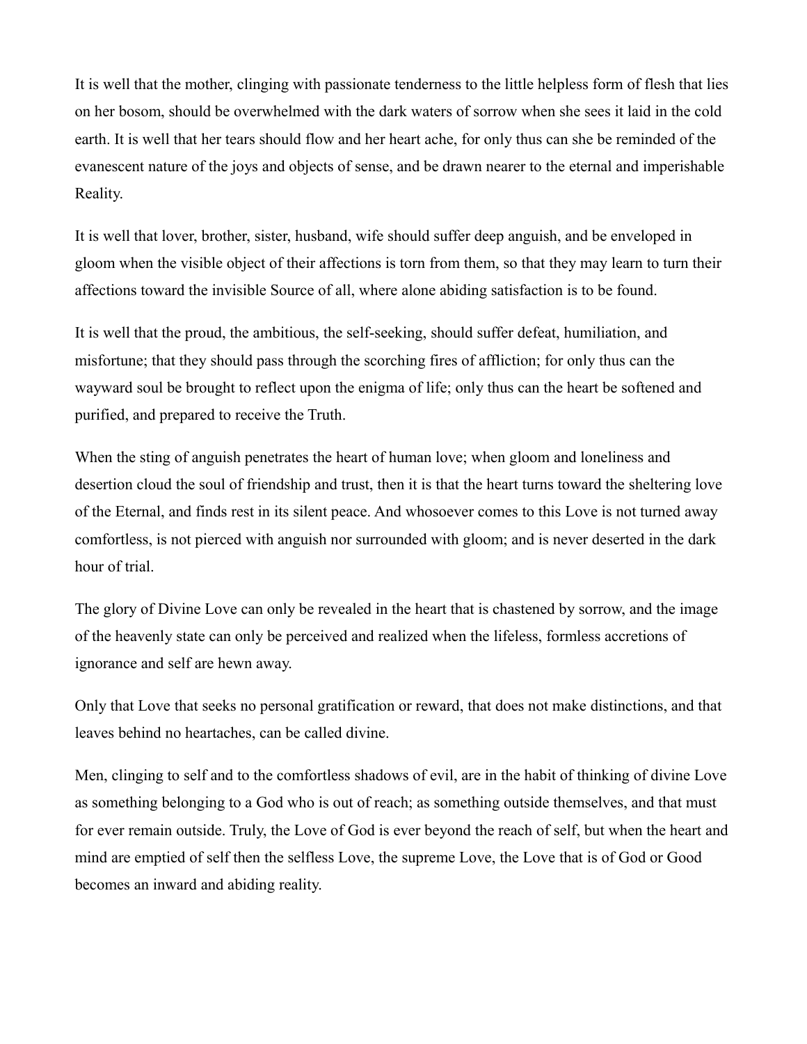It is well that the mother, clinging with passionate tenderness to the little helpless form of flesh that lies on her bosom, should be overwhelmed with the dark waters of sorrow when she sees it laid in the cold earth. It is well that her tears should flow and her heart ache, for only thus can she be reminded of the evanescent nature of the joys and objects of sense, and be drawn nearer to the eternal and imperishable Reality.

It is well that lover, brother, sister, husband, wife should suffer deep anguish, and be enveloped in gloom when the visible object of their affections is torn from them, so that they may learn to turn their affections toward the invisible Source of all, where alone abiding satisfaction is to be found.

It is well that the proud, the ambitious, the self-seeking, should suffer defeat, humiliation, and misfortune; that they should pass through the scorching fires of affliction; for only thus can the wayward soul be brought to reflect upon the enigma of life; only thus can the heart be softened and purified, and prepared to receive the Truth.

When the sting of anguish penetrates the heart of human love; when gloom and loneliness and desertion cloud the soul of friendship and trust, then it is that the heart turns toward the sheltering love of the Eternal, and finds rest in its silent peace. And whosoever comes to this Love is not turned away comfortless, is not pierced with anguish nor surrounded with gloom; and is never deserted in the dark hour of trial.

The glory of Divine Love can only be revealed in the heart that is chastened by sorrow, and the image of the heavenly state can only be perceived and realized when the lifeless, formless accretions of ignorance and self are hewn away.

Only that Love that seeks no personal gratification or reward, that does not make distinctions, and that leaves behind no heartaches, can be called divine.

Men, clinging to self and to the comfortless shadows of evil, are in the habit of thinking of divine Love as something belonging to a God who is out of reach; as something outside themselves, and that must for ever remain outside. Truly, the Love of God is ever beyond the reach of self, but when the heart and mind are emptied of self then the selfless Love, the supreme Love, the Love that is of God or Good becomes an inward and abiding reality.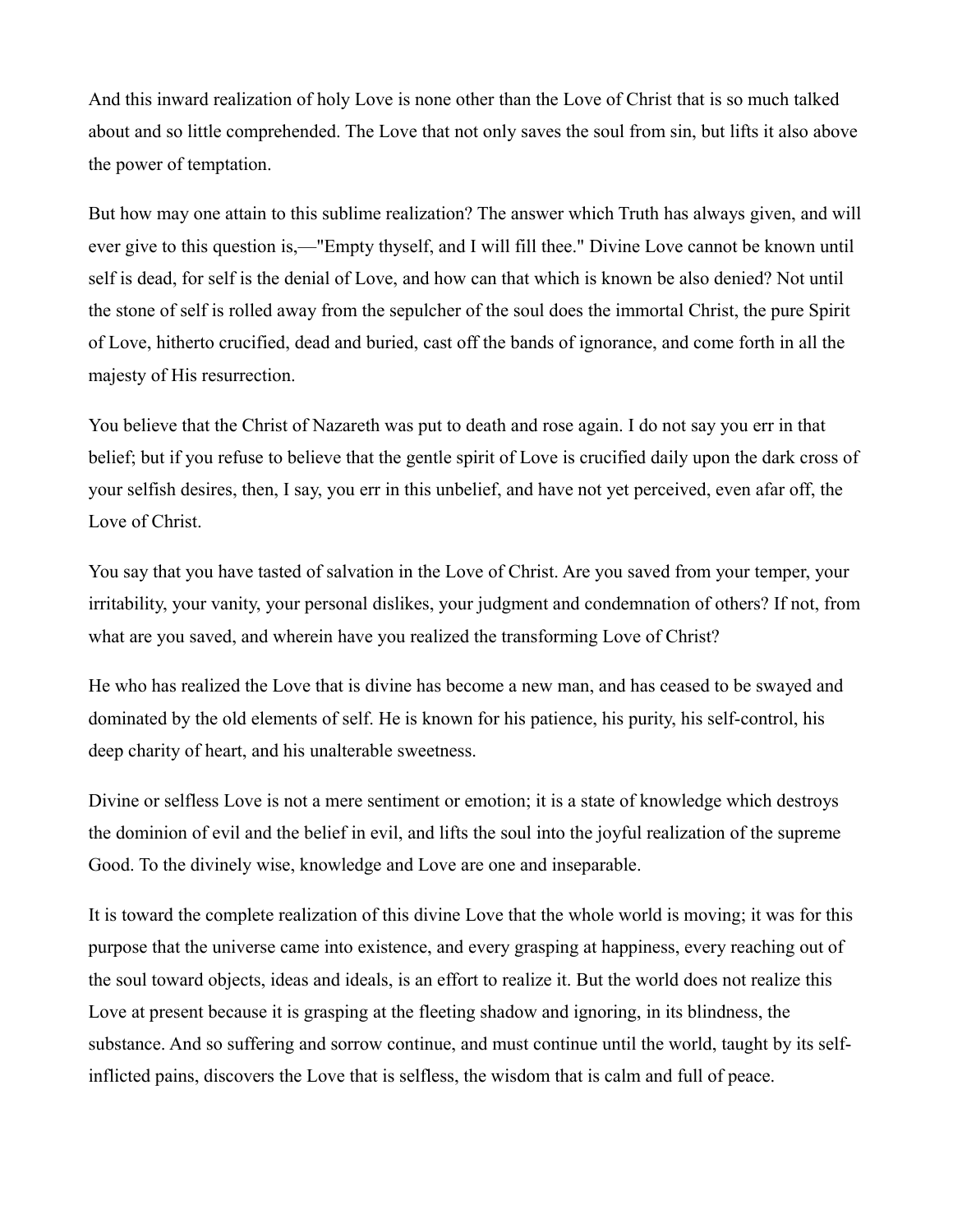And this inward realization of holy Love is none other than the Love of Christ that is so much talked about and so little comprehended. The Love that not only saves the soul from sin, but lifts it also above the power of temptation.

But how may one attain to this sublime realization? The answer which Truth has always given, and will ever give to this question is,—"Empty thyself, and I will fill thee." Divine Love cannot be known until self is dead, for self is the denial of Love, and how can that which is known be also denied? Not until the stone of self is rolled away from the sepulcher of the soul does the immortal Christ, the pure Spirit of Love, hitherto crucified, dead and buried, cast off the bands of ignorance, and come forth in all the majesty of His resurrection.

You believe that the Christ of Nazareth was put to death and rose again. I do not say you err in that belief; but if you refuse to believe that the gentle spirit of Love is crucified daily upon the dark cross of your selfish desires, then, I say, you err in this unbelief, and have not yet perceived, even afar off, the Love of Christ.

You say that you have tasted of salvation in the Love of Christ. Are you saved from your temper, your irritability, your vanity, your personal dislikes, your judgment and condemnation of others? If not, from what are you saved, and wherein have you realized the transforming Love of Christ?

He who has realized the Love that is divine has become a new man, and has ceased to be swayed and dominated by the old elements of self. He is known for his patience, his purity, his self-control, his deep charity of heart, and his unalterable sweetness.

Divine or selfless Love is not a mere sentiment or emotion; it is a state of knowledge which destroys the dominion of evil and the belief in evil, and lifts the soul into the joyful realization of the supreme Good. To the divinely wise, knowledge and Love are one and inseparable.

It is toward the complete realization of this divine Love that the whole world is moving; it was for this purpose that the universe came into existence, and every grasping at happiness, every reaching out of the soul toward objects, ideas and ideals, is an effort to realize it. But the world does not realize this Love at present because it is grasping at the fleeting shadow and ignoring, in its blindness, the substance. And so suffering and sorrow continue, and must continue until the world, taught by its self-inflicted pains, discovers the Love that is selfless, the wisdom that is calm and full of peace.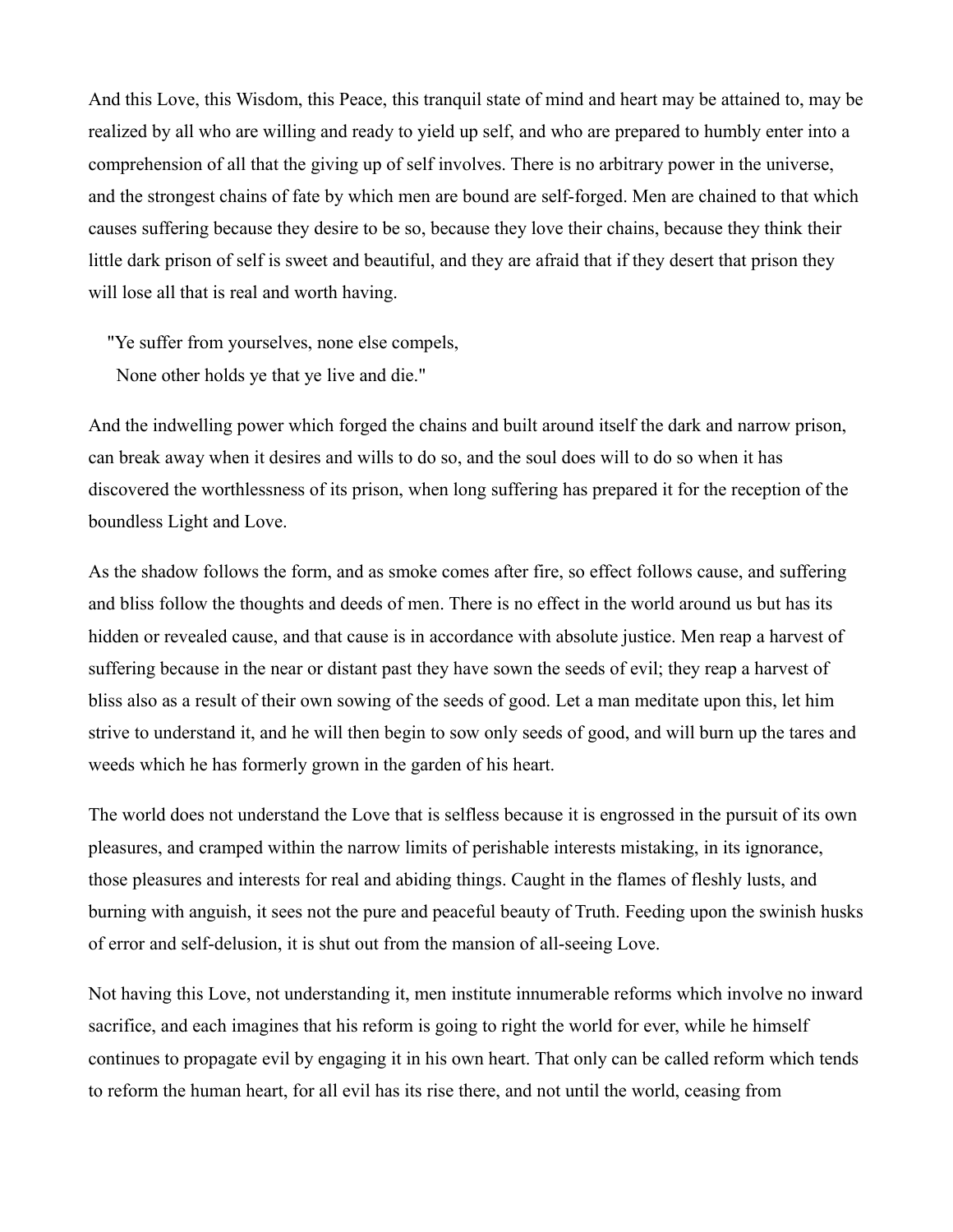And this Love, this Wisdom, this Peace, this tranquil state of mind and heart may be attained to, may be realized by all who are willing and ready to yield up self, and who are prepared to humbly enter into a comprehension of all that the giving up of self involves. There is no arbitrary power in the universe, and the strongest chains of fate by which men are bound are self-forged. Men are chained to that which causes suffering because they desire to be so, because they love their chains, because they think their little dark prison of self is sweet and beautiful, and they are afraid that if they desert that prison they will lose all that is real and worth having.

> "Ye suffer from yourselves, none else compels,
> None other holds ye that ye live and die."

And the indwelling power which forged the chains and built around itself the dark and narrow prison, can break away when it desires and wills to do so, and the soul does will to do so when it has discovered the worthlessness of its prison, when long suffering has prepared it for the reception of the boundless Light and Love.

As the shadow follows the form, and as smoke comes after fire, so effect follows cause, and suffering and bliss follow the thoughts and deeds of men. There is no effect in the world around us but has its hidden or revealed cause, and that cause is in accordance with absolute justice. Men reap a harvest of suffering because in the near or distant past they have sown the seeds of evil; they reap a harvest of bliss also as a result of their own sowing of the seeds of good. Let a man meditate upon this, let him strive to understand it, and he will then begin to sow only seeds of good, and will burn up the tares and weeds which he has formerly grown in the garden of his heart.

The world does not understand the Love that is selfless because it is engrossed in the pursuit of its own pleasures, and cramped within the narrow limits of perishable interests mistaking, in its ignorance, those pleasures and interests for real and abiding things. Caught in the flames of fleshly lusts, and burning with anguish, it sees not the pure and peaceful beauty of Truth. Feeding upon the swinish husks of error and self-delusion, it is shut out from the mansion of all-seeing Love.

Not having this Love, not understanding it, men institute innumerable reforms which involve no inward sacrifice, and each imagines that his reform is going to right the world for ever, while he himself continues to propagate evil by engaging it in his own heart. That only can be called reform which tends to reform the human heart, for all evil has its rise there, and not until the world, ceasing from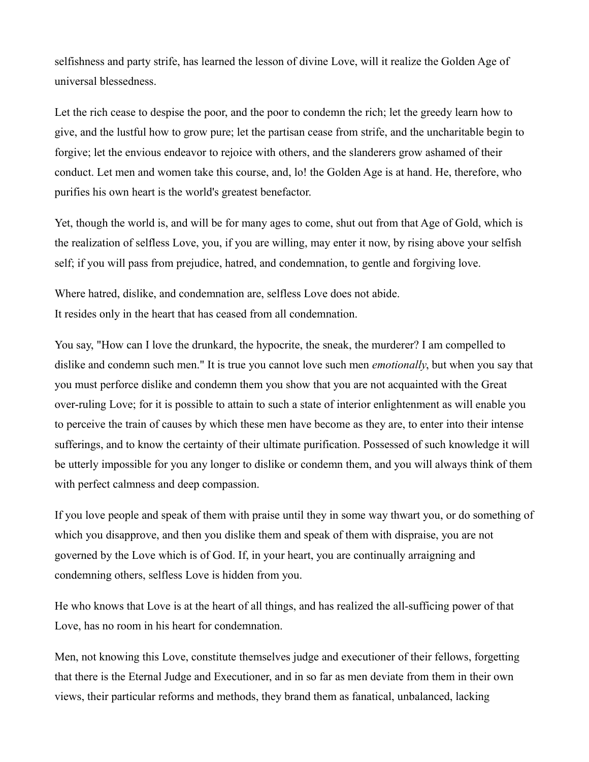selfishness and party strife, has learned the lesson of divine Love, will it realize the Golden Age of universal blessedness.

Let the rich cease to despise the poor, and the poor to condemn the rich; let the greedy learn how to give, and the lustful how to grow pure; let the partisan cease from strife, and the uncharitable begin to forgive; let the envious endeavor to rejoice with others, and the slanderers grow ashamed of their conduct. Let men and women take this course, and, lo! the Golden Age is at hand. He, therefore, who purifies his own heart is the world's greatest benefactor.

Yet, though the world is, and will be for many ages to come, shut out from that Age of Gold, which is the realization of selfless Love, you, if you are willing, may enter it now, by rising above your selfish self; if you will pass from prejudice, hatred, and condemnation, to gentle and forgiving love.

Where hatred, dislike, and condemnation are, selfless Love does not abide.
It resides only in the heart that has ceased from all condemnation.

You say, "How can I love the drunkard, the hypocrite, the sneak, the murderer? I am compelled to dislike and condemn such men." It is true you cannot love such men *emotionally*, but when you say that you must perforce dislike and condemn them you show that you are not acquainted with the Great over-ruling Love; for it is possible to attain to such a state of interior enlightenment as will enable you to perceive the train of causes by which these men have become as they are, to enter into their intense sufferings, and to know the certainty of their ultimate purification. Possessed of such knowledge it will be utterly impossible for you any longer to dislike or condemn them, and you will always think of them with perfect calmness and deep compassion.

If you love people and speak of them with praise until they in some way thwart you, or do something of which you disapprove, and then you dislike them and speak of them with dispraise, you are not governed by the Love which is of God. If, in your heart, you are continually arraigning and condemning others, selfless Love is hidden from you.

He who knows that Love is at the heart of all things, and has realized the all-sufficing power of that Love, has no room in his heart for condemnation.

Men, not knowing this Love, constitute themselves judge and executioner of their fellows, forgetting that there is the Eternal Judge and Executioner, and in so far as men deviate from them in their own views, their particular reforms and methods, they brand them as fanatical, unbalanced, lacking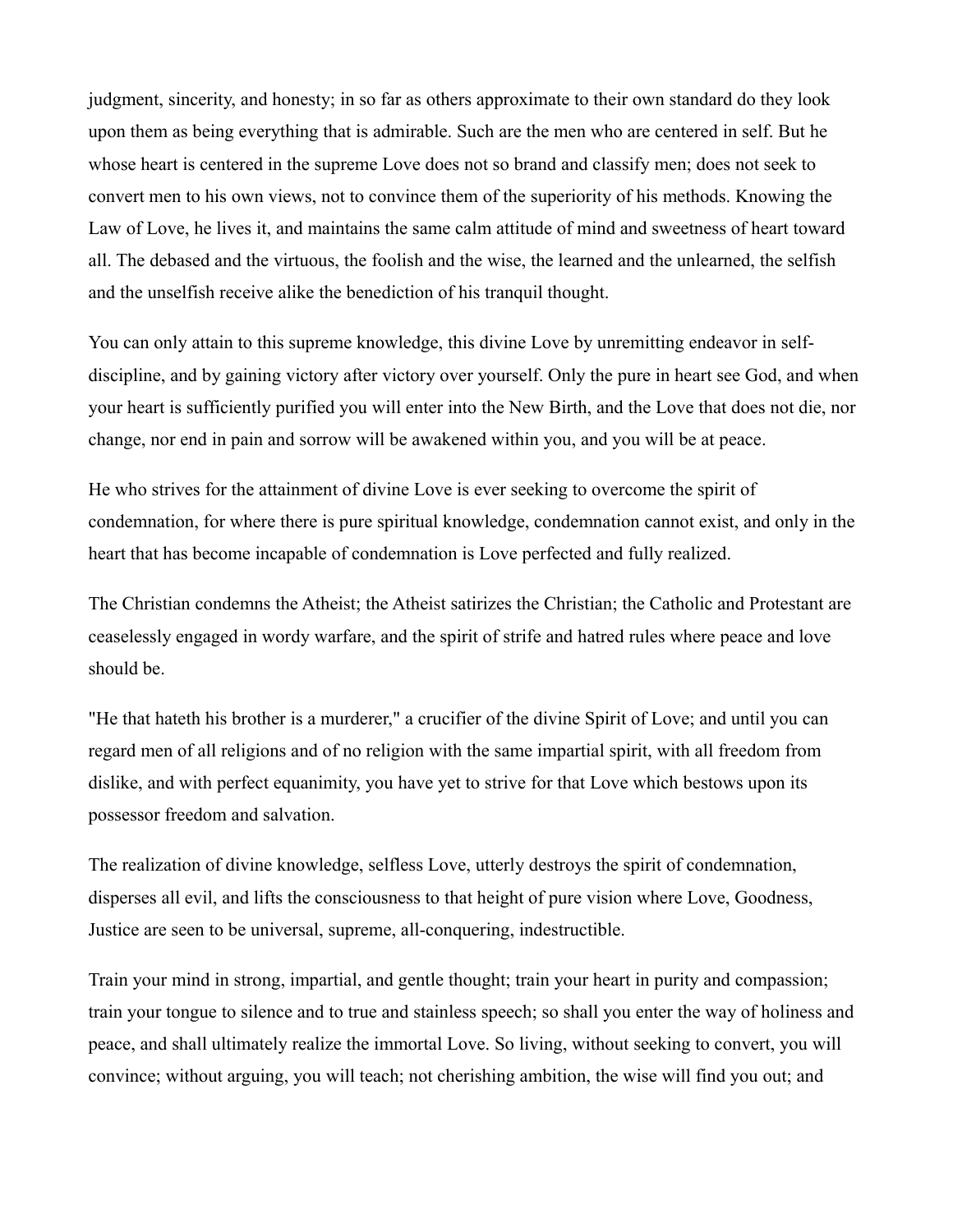judgment, sincerity, and honesty; in so far as others approximate to their own standard do they look upon them as being everything that is admirable. Such are the men who are centered in self. But he whose heart is centered in the supreme Love does not so brand and classify men; does not seek to convert men to his own views, not to convince them of the superiority of his methods. Knowing the Law of Love, he lives it, and maintains the same calm attitude of mind and sweetness of heart toward all. The debased and the virtuous, the foolish and the wise, the learned and the unlearned, the selfish and the unselfish receive alike the benediction of his tranquil thought.

You can only attain to this supreme knowledge, this divine Love by unremitting endeavor in self-discipline, and by gaining victory after victory over yourself. Only the pure in heart see God, and when your heart is sufficiently purified you will enter into the New Birth, and the Love that does not die, nor change, nor end in pain and sorrow will be awakened within you, and you will be at peace.

He who strives for the attainment of divine Love is ever seeking to overcome the spirit of condemnation, for where there is pure spiritual knowledge, condemnation cannot exist, and only in the heart that has become incapable of condemnation is Love perfected and fully realized.

The Christian condemns the Atheist; the Atheist satirizes the Christian; the Catholic and Protestant are ceaselessly engaged in wordy warfare, and the spirit of strife and hatred rules where peace and love should be.

"He that hateth his brother is a murderer," a crucifier of the divine Spirit of Love; and until you can regard men of all religions and of no religion with the same impartial spirit, with all freedom from dislike, and with perfect equanimity, you have yet to strive for that Love which bestows upon its possessor freedom and salvation.

The realization of divine knowledge, selfless Love, utterly destroys the spirit of condemnation, disperses all evil, and lifts the consciousness to that height of pure vision where Love, Goodness, Justice are seen to be universal, supreme, all-conquering, indestructible.

Train your mind in strong, impartial, and gentle thought; train your heart in purity and compassion; train your tongue to silence and to true and stainless speech; so shall you enter the way of holiness and peace, and shall ultimately realize the immortal Love. So living, without seeking to convert, you will convince; without arguing, you will teach; not cherishing ambition, the wise will find you out; and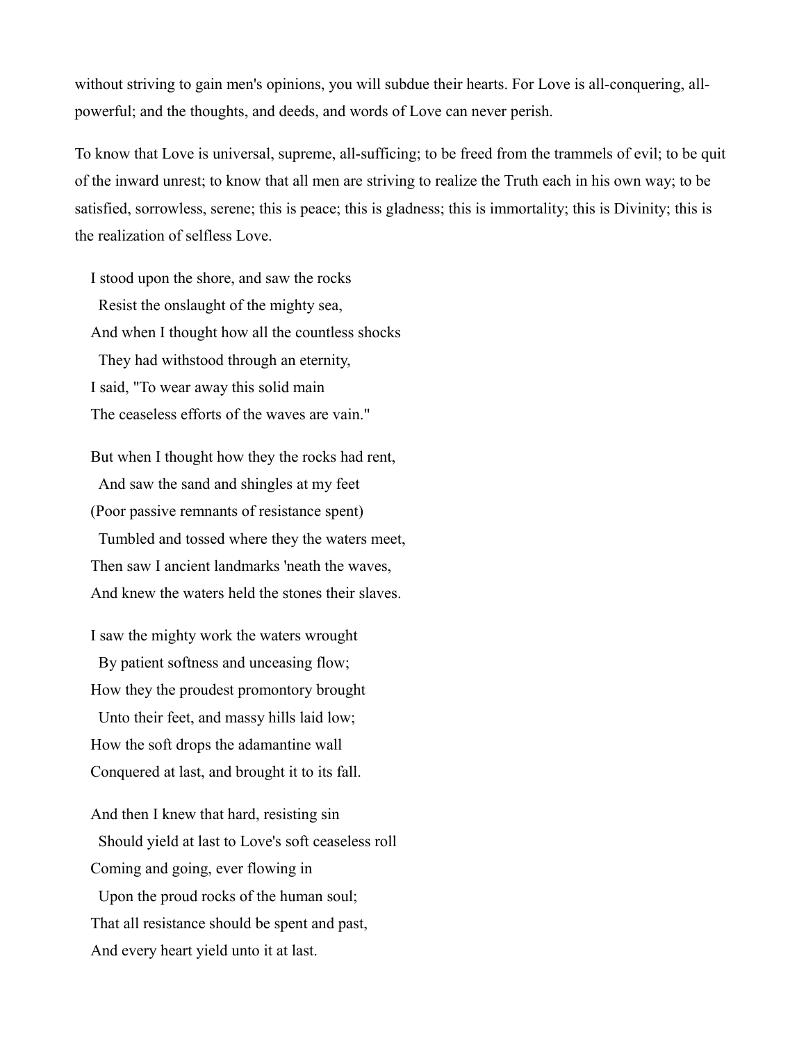without striving to gain men's opinions, you will subdue their hearts. For Love is all-conquering, all-powerful; and the thoughts, and deeds, and words of Love can never perish.

To know that Love is universal, supreme, all-sufficing; to be freed from the trammels of evil; to be quit of the inward unrest; to know that all men are striving to realize the Truth each in his own way; to be satisfied, sorrowless, serene; this is peace; this is gladness; this is immortality; this is Divinity; this is the realization of selfless Love.

I stood upon the shore, and saw the rocks  
  Resist the onslaught of the mighty sea,  
And when I thought how all the countless shocks  
  They had withstood through an eternity,  
I said, "To wear away this solid main  
The ceaseless efforts of the waves are vain."

But when I thought how they the rocks had rent,  
  And saw the sand and shingles at my feet  
(Poor passive remnants of resistance spent)  
  Tumbled and tossed where they the waters meet,  
Then saw I ancient landmarks 'neath the waves,  
And knew the waters held the stones their slaves.

I saw the mighty work the waters wrought  
  By patient softness and unceasing flow;  
How they the proudest promontory brought  
  Unto their feet, and massy hills laid low;  
How the soft drops the adamantine wall  
Conquered at last, and brought it to its fall.

And then I knew that hard, resisting sin  
  Should yield at last to Love's soft ceaseless roll  
Coming and going, ever flowing in  
  Upon the proud rocks of the human soul;  
That all resistance should be spent and past,  
And every heart yield unto it at last.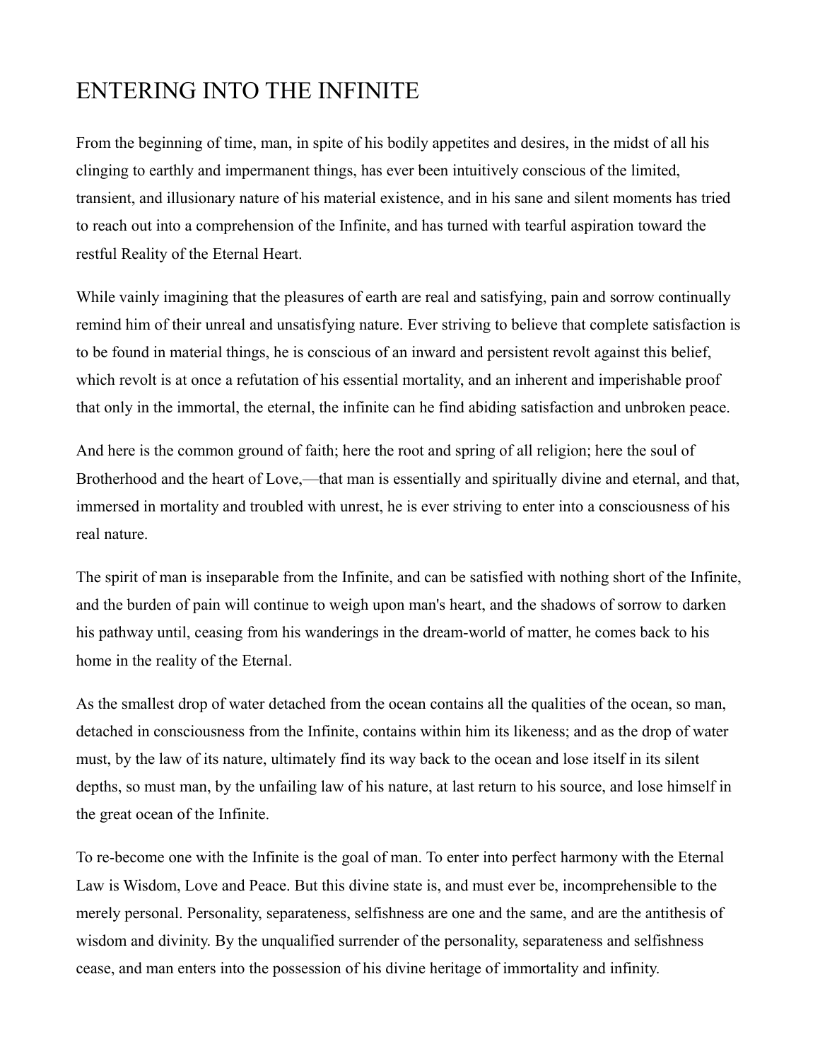# ENTERING INTO THE INFINITE

From the beginning of time, man, in spite of his bodily appetites and desires, in the midst of all his clinging to earthly and impermanent things, has ever been intuitively conscious of the limited, transient, and illusionary nature of his material existence, and in his sane and silent moments has tried to reach out into a comprehension of the Infinite, and has turned with tearful aspiration toward the restful Reality of the Eternal Heart.

While vainly imagining that the pleasures of earth are real and satisfying, pain and sorrow continually remind him of their unreal and unsatisfying nature. Ever striving to believe that complete satisfaction is to be found in material things, he is conscious of an inward and persistent revolt against this belief, which revolt is at once a refutation of his essential mortality, and an inherent and imperishable proof that only in the immortal, the eternal, the infinite can he find abiding satisfaction and unbroken peace.

And here is the common ground of faith; here the root and spring of all religion; here the soul of Brotherhood and the heart of Love,—that man is essentially and spiritually divine and eternal, and that, immersed in mortality and troubled with unrest, he is ever striving to enter into a consciousness of his real nature.

The spirit of man is inseparable from the Infinite, and can be satisfied with nothing short of the Infinite, and the burden of pain will continue to weigh upon man's heart, and the shadows of sorrow to darken his pathway until, ceasing from his wanderings in the dream-world of matter, he comes back to his home in the reality of the Eternal.

As the smallest drop of water detached from the ocean contains all the qualities of the ocean, so man, detached in consciousness from the Infinite, contains within him its likeness; and as the drop of water must, by the law of its nature, ultimately find its way back to the ocean and lose itself in its silent depths, so must man, by the unfailing law of his nature, at last return to his source, and lose himself in the great ocean of the Infinite.

To re-become one with the Infinite is the goal of man. To enter into perfect harmony with the Eternal Law is Wisdom, Love and Peace. But this divine state is, and must ever be, incomprehensible to the merely personal. Personality, separateness, selfishness are one and the same, and are the antithesis of wisdom and divinity. By the unqualified surrender of the personality, separateness and selfishness cease, and man enters into the possession of his divine heritage of immortality and infinity.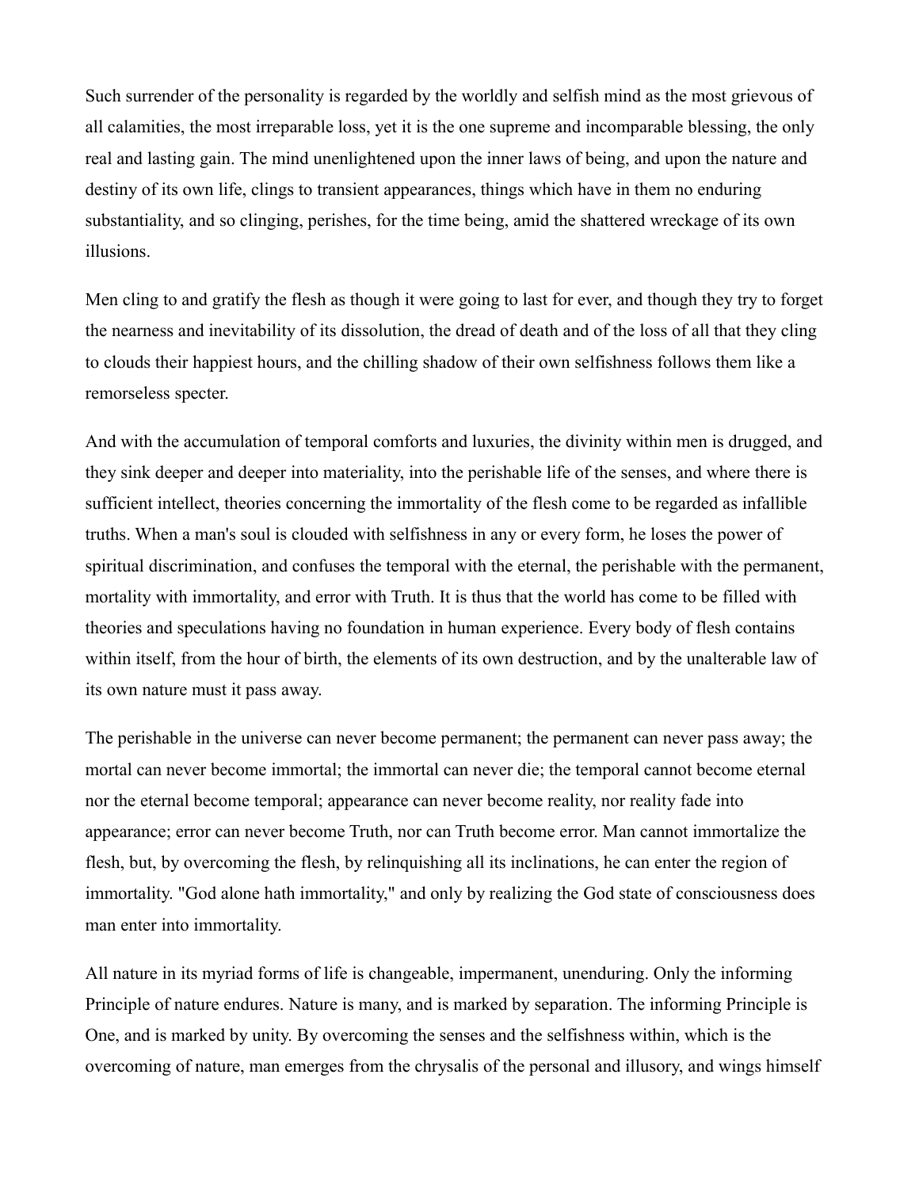Such surrender of the personality is regarded by the worldly and selfish mind as the most grievous of all calamities, the most irreparable loss, yet it is the one supreme and incomparable blessing, the only real and lasting gain. The mind unenlightened upon the inner laws of being, and upon the nature and destiny of its own life, clings to transient appearances, things which have in them no enduring substantiality, and so clinging, perishes, for the time being, amid the shattered wreckage of its own illusions.

Men cling to and gratify the flesh as though it were going to last for ever, and though they try to forget the nearness and inevitability of its dissolution, the dread of death and of the loss of all that they cling to clouds their happiest hours, and the chilling shadow of their own selfishness follows them like a remorseless specter.

And with the accumulation of temporal comforts and luxuries, the divinity within men is drugged, and they sink deeper and deeper into materiality, into the perishable life of the senses, and where there is sufficient intellect, theories concerning the immortality of the flesh come to be regarded as infallible truths. When a man's soul is clouded with selfishness in any or every form, he loses the power of spiritual discrimination, and confuses the temporal with the eternal, the perishable with the permanent, mortality with immortality, and error with Truth. It is thus that the world has come to be filled with theories and speculations having no foundation in human experience. Every body of flesh contains within itself, from the hour of birth, the elements of its own destruction, and by the unalterable law of its own nature must it pass away.

The perishable in the universe can never become permanent; the permanent can never pass away; the mortal can never become immortal; the immortal can never die; the temporal cannot become eternal nor the eternal become temporal; appearance can never become reality, nor reality fade into appearance; error can never become Truth, nor can Truth become error. Man cannot immortalize the flesh, but, by overcoming the flesh, by relinquishing all its inclinations, he can enter the region of immortality. "God alone hath immortality," and only by realizing the God state of consciousness does man enter into immortality.

All nature in its myriad forms of life is changeable, impermanent, unenduring. Only the informing Principle of nature endures. Nature is many, and is marked by separation. The informing Principle is One, and is marked by unity. By overcoming the senses and the selfishness within, which is the overcoming of nature, man emerges from the chrysalis of the personal and illusory, and wings himself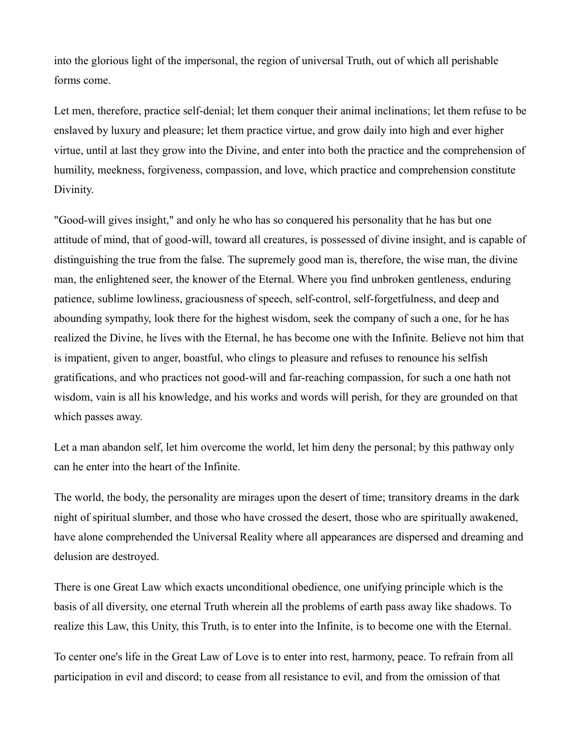into the glorious light of the impersonal, the region of universal Truth, out of which all perishable forms come.

Let men, therefore, practice self-denial; let them conquer their animal inclinations; let them refuse to be enslaved by luxury and pleasure; let them practice virtue, and grow daily into high and ever higher virtue, until at last they grow into the Divine, and enter into both the practice and the comprehension of humility, meekness, forgiveness, compassion, and love, which practice and comprehension constitute Divinity.

"Good-will gives insight," and only he who has so conquered his personality that he has but one attitude of mind, that of good-will, toward all creatures, is possessed of divine insight, and is capable of distinguishing the true from the false. The supremely good man is, therefore, the wise man, the divine man, the enlightened seer, the knower of the Eternal. Where you find unbroken gentleness, enduring patience, sublime lowliness, graciousness of speech, self-control, self-forgetfulness, and deep and abounding sympathy, look there for the highest wisdom, seek the company of such a one, for he has realized the Divine, he lives with the Eternal, he has become one with the Infinite. Believe not him that is impatient, given to anger, boastful, who clings to pleasure and refuses to renounce his selfish gratifications, and who practices not good-will and far-reaching compassion, for such a one hath not wisdom, vain is all his knowledge, and his works and words will perish, for they are grounded on that which passes away.

Let a man abandon self, let him overcome the world, let him deny the personal; by this pathway only can he enter into the heart of the Infinite.

The world, the body, the personality are mirages upon the desert of time; transitory dreams in the dark night of spiritual slumber, and those who have crossed the desert, those who are spiritually awakened, have alone comprehended the Universal Reality where all appearances are dispersed and dreaming and delusion are destroyed.

There is one Great Law which exacts unconditional obedience, one unifying principle which is the basis of all diversity, one eternal Truth wherein all the problems of earth pass away like shadows. To realize this Law, this Unity, this Truth, is to enter into the Infinite, is to become one with the Eternal.

To center one's life in the Great Law of Love is to enter into rest, harmony, peace. To refrain from all participation in evil and discord; to cease from all resistance to evil, and from the omission of that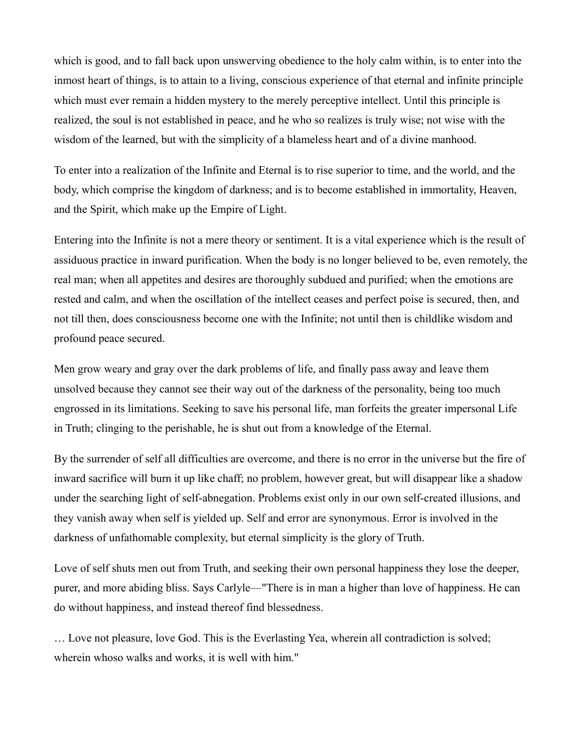which is good, and to fall back upon unswerving obedience to the holy calm within, is to enter into the inmost heart of things, is to attain to a living, conscious experience of that eternal and infinite principle which must ever remain a hidden mystery to the merely perceptive intellect. Until this principle is realized, the soul is not established in peace, and he who so realizes is truly wise; not wise with the wisdom of the learned, but with the simplicity of a blameless heart and of a divine manhood.

To enter into a realization of the Infinite and Eternal is to rise superior to time, and the world, and the body, which comprise the kingdom of darkness; and is to become established in immortality, Heaven, and the Spirit, which make up the Empire of Light.

Entering into the Infinite is not a mere theory or sentiment. It is a vital experience which is the result of assiduous practice in inward purification. When the body is no longer believed to be, even remotely, the real man; when all appetites and desires are thoroughly subdued and purified; when the emotions are rested and calm, and when the oscillation of the intellect ceases and perfect poise is secured, then, and not till then, does consciousness become one with the Infinite; not until then is childlike wisdom and profound peace secured.

Men grow weary and gray over the dark problems of life, and finally pass away and leave them unsolved because they cannot see their way out of the darkness of the personality, being too much engrossed in its limitations. Seeking to save his personal life, man forfeits the greater impersonal Life in Truth; clinging to the perishable, he is shut out from a knowledge of the Eternal.

By the surrender of self all difficulties are overcome, and there is no error in the universe but the fire of inward sacrifice will burn it up like chaff; no problem, however great, but will disappear like a shadow under the searching light of self-abnegation. Problems exist only in our own self-created illusions, and they vanish away when self is yielded up. Self and error are synonymous. Error is involved in the darkness of unfathomable complexity, but eternal simplicity is the glory of Truth.

Love of self shuts men out from Truth, and seeking their own personal happiness they lose the deeper, purer, and more abiding bliss. Says Carlyle—"There is in man a higher than love of happiness. He can do without happiness, and instead thereof find blessedness.

… Love not pleasure, love God. This is the Everlasting Yea, wherein all contradiction is solved; wherein whoso walks and works, it is well with him."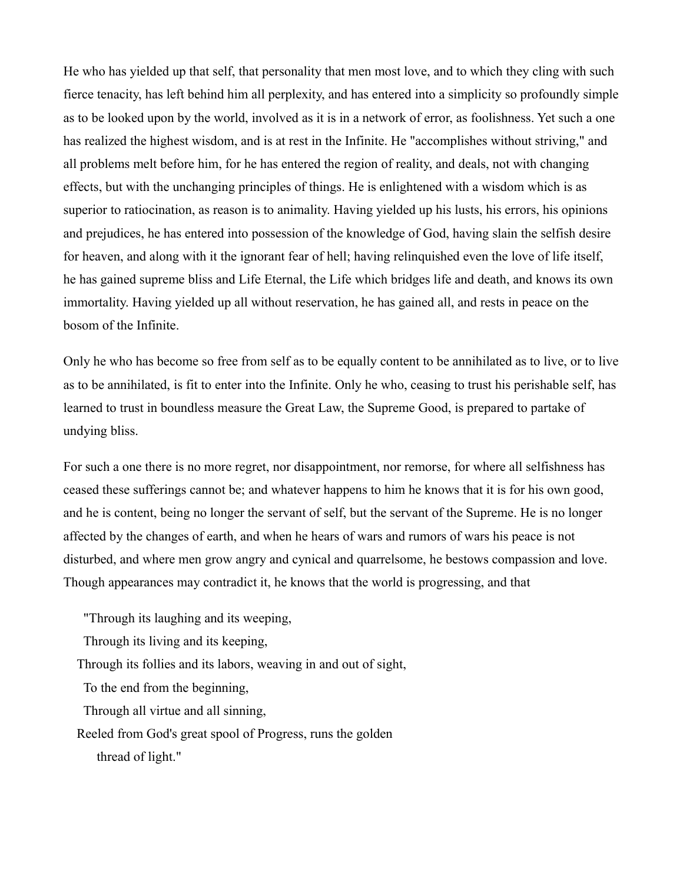He who has yielded up that self, that personality that men most love, and to which they cling with such fierce tenacity, has left behind him all perplexity, and has entered into a simplicity so profoundly simple as to be looked upon by the world, involved as it is in a network of error, as foolishness. Yet such a one has realized the highest wisdom, and is at rest in the Infinite. He "accomplishes without striving," and all problems melt before him, for he has entered the region of reality, and deals, not with changing effects, but with the unchanging principles of things. He is enlightened with a wisdom which is as superior to ratiocination, as reason is to animality. Having yielded up his lusts, his errors, his opinions and prejudices, he has entered into possession of the knowledge of God, having slain the selfish desire for heaven, and along with it the ignorant fear of hell; having relinquished even the love of life itself, he has gained supreme bliss and Life Eternal, the Life which bridges life and death, and knows its own immortality. Having yielded up all without reservation, he has gained all, and rests in peace on the bosom of the Infinite.

Only he who has become so free from self as to be equally content to be annihilated as to live, or to live as to be annihilated, is fit to enter into the Infinite. Only he who, ceasing to trust his perishable self, has learned to trust in boundless measure the Great Law, the Supreme Good, is prepared to partake of undying bliss.

For such a one there is no more regret, nor disappointment, nor remorse, for where all selfishness has ceased these sufferings cannot be; and whatever happens to him he knows that it is for his own good, and he is content, being no longer the servant of self, but the servant of the Supreme. He is no longer affected by the changes of earth, and when he hears of wars and rumors of wars his peace is not disturbed, and where men grow angry and cynical and quarrelsome, he bestows compassion and love. Though appearances may contradict it, he knows that the world is progressing, and that

> "Through its laughing and its weeping,
> Through its living and its keeping,
> Through its follies and its labors, weaving in and out of sight,
> To the end from the beginning,
> Through all virtue and all sinning,
> Reeled from God's great spool of Progress, runs the golden thread of light."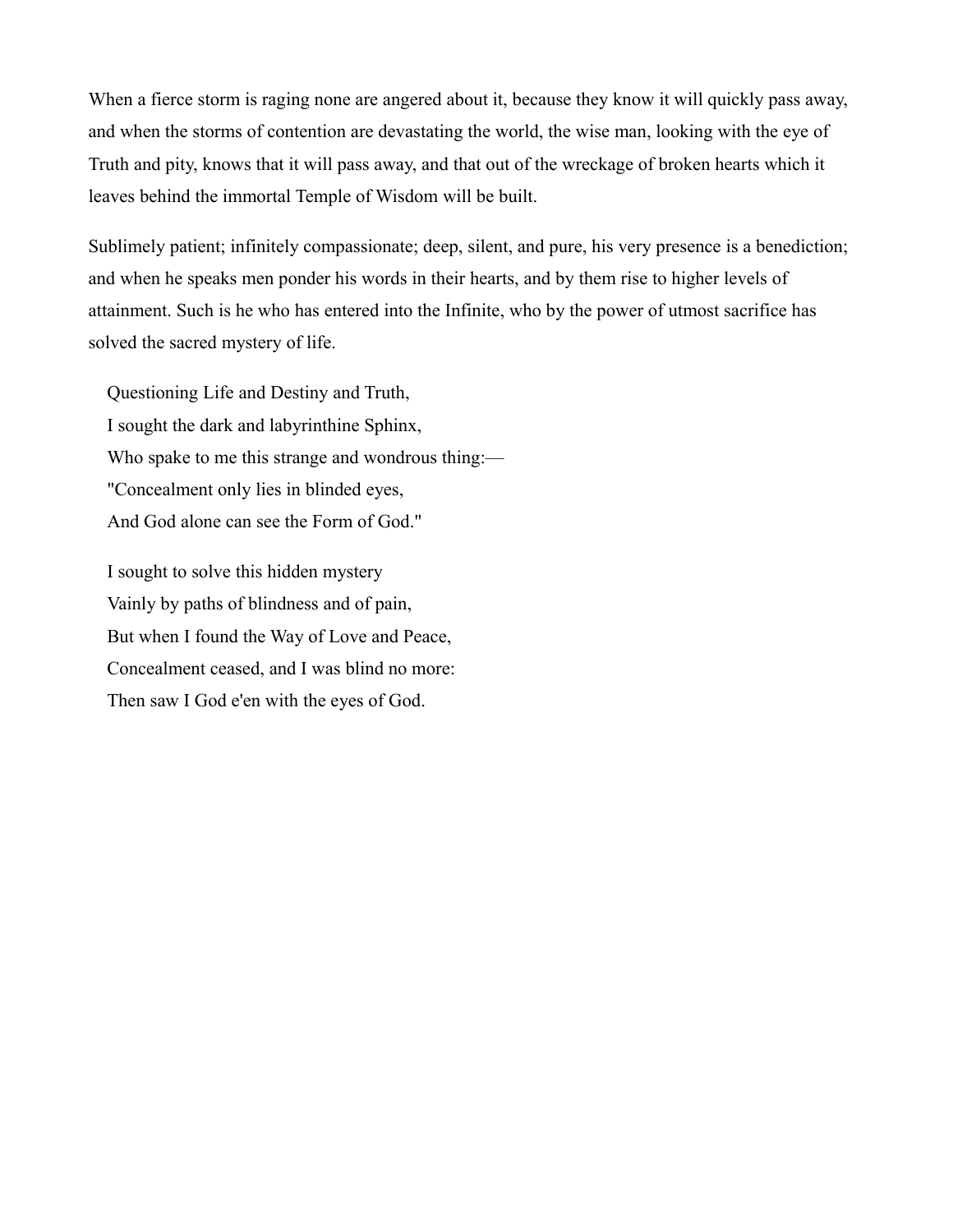When a fierce storm is raging none are angered about it, because they know it will quickly pass away, and when the storms of contention are devastating the world, the wise man, looking with the eye of Truth and pity, knows that it will pass away, and that out of the wreckage of broken hearts which it leaves behind the immortal Temple of Wisdom will be built.

Sublimely patient; infinitely compassionate; deep, silent, and pure, his very presence is a benediction; and when he speaks men ponder his words in their hearts, and by them rise to higher levels of attainment. Such is he who has entered into the Infinite, who by the power of utmost sacrifice has solved the sacred mystery of life.

Questioning Life and Destiny and Truth,  
I sought the dark and labyrinthine Sphinx,  
Who spake to me this strange and wondrous thing:—  
"Concealment only lies in blinded eyes,  
And God alone can see the Form of God."

I sought to solve this hidden mystery  
Vainly by paths of blindness and of pain,  
But when I found the Way of Love and Peace,  
Concealment ceased, and I was blind no more:  
Then saw I God e'en with the eyes of God.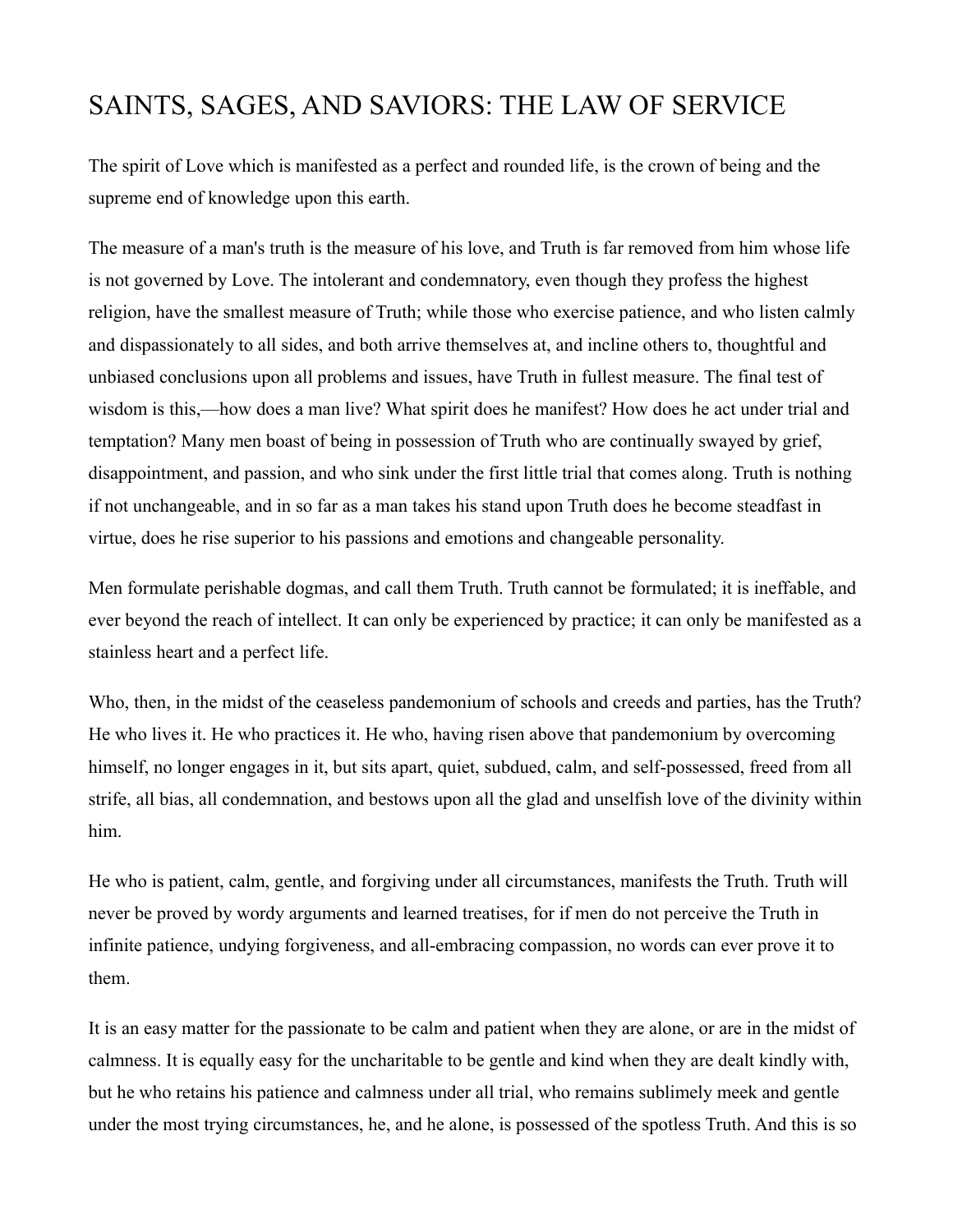# SAINTS, SAGES, AND SAVIORS: THE LAW OF SERVICE

The spirit of Love which is manifested as a perfect and rounded life, is the crown of being and the supreme end of knowledge upon this earth.

The measure of a man's truth is the measure of his love, and Truth is far removed from him whose life is not governed by Love. The intolerant and condemnatory, even though they profess the highest religion, have the smallest measure of Truth; while those who exercise patience, and who listen calmly and dispassionately to all sides, and both arrive themselves at, and incline others to, thoughtful and unbiased conclusions upon all problems and issues, have Truth in fullest measure. The final test of wisdom is this,—how does a man live? What spirit does he manifest? How does he act under trial and temptation? Many men boast of being in possession of Truth who are continually swayed by grief, disappointment, and passion, and who sink under the first little trial that comes along. Truth is nothing if not unchangeable, and in so far as a man takes his stand upon Truth does he become steadfast in virtue, does he rise superior to his passions and emotions and changeable personality.

Men formulate perishable dogmas, and call them Truth. Truth cannot be formulated; it is ineffable, and ever beyond the reach of intellect. It can only be experienced by practice; it can only be manifested as a stainless heart and a perfect life.

Who, then, in the midst of the ceaseless pandemonium of schools and creeds and parties, has the Truth? He who lives it. He who practices it. He who, having risen above that pandemonium by overcoming himself, no longer engages in it, but sits apart, quiet, subdued, calm, and self-possessed, freed from all strife, all bias, all condemnation, and bestows upon all the glad and unselfish love of the divinity within him.

He who is patient, calm, gentle, and forgiving under all circumstances, manifests the Truth. Truth will never be proved by wordy arguments and learned treatises, for if men do not perceive the Truth in infinite patience, undying forgiveness, and all-embracing compassion, no words can ever prove it to them.

It is an easy matter for the passionate to be calm and patient when they are alone, or are in the midst of calmness. It is equally easy for the uncharitable to be gentle and kind when they are dealt kindly with, but he who retains his patience and calmness under all trial, who remains sublimely meek and gentle under the most trying circumstances, he, and he alone, is possessed of the spotless Truth. And this is so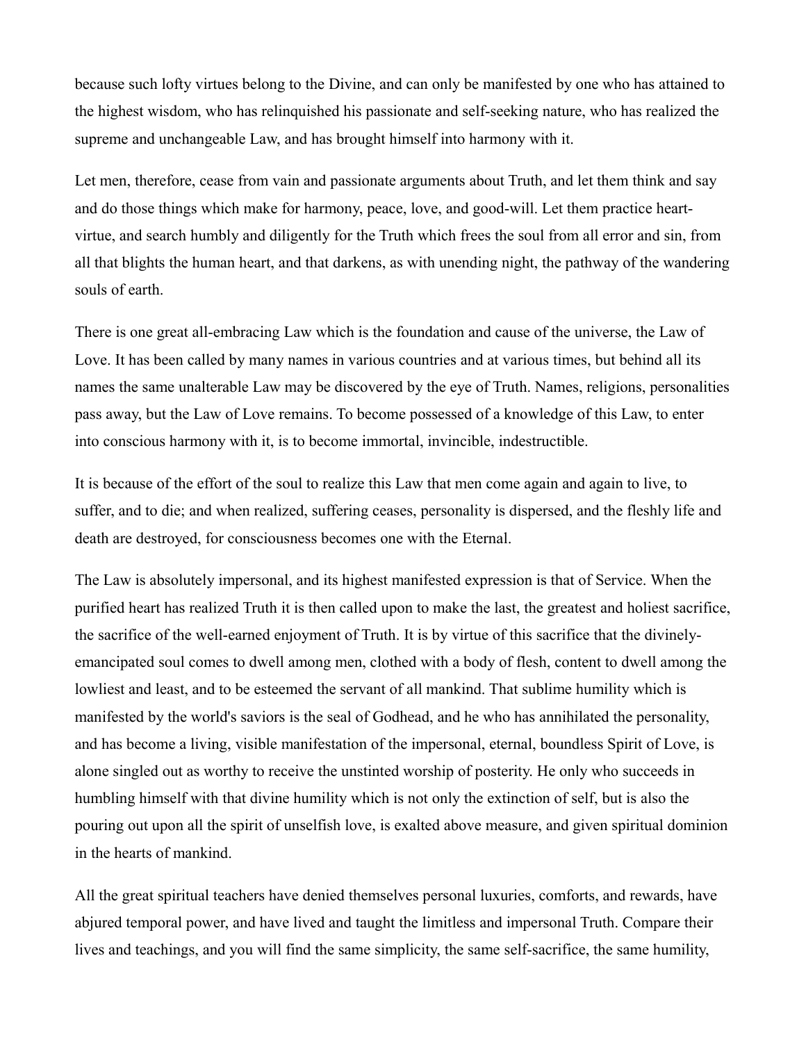because such lofty virtues belong to the Divine, and can only be manifested by one who has attained to the highest wisdom, who has relinquished his passionate and self-seeking nature, who has realized the supreme and unchangeable Law, and has brought himself into harmony with it.

Let men, therefore, cease from vain and passionate arguments about Truth, and let them think and say and do those things which make for harmony, peace, love, and good-will. Let them practice heart-virtue, and search humbly and diligently for the Truth which frees the soul from all error and sin, from all that blights the human heart, and that darkens, as with unending night, the pathway of the wandering souls of earth.

There is one great all-embracing Law which is the foundation and cause of the universe, the Law of Love. It has been called by many names in various countries and at various times, but behind all its names the same unalterable Law may be discovered by the eye of Truth. Names, religions, personalities pass away, but the Law of Love remains. To become possessed of a knowledge of this Law, to enter into conscious harmony with it, is to become immortal, invincible, indestructible.

It is because of the effort of the soul to realize this Law that men come again and again to live, to suffer, and to die; and when realized, suffering ceases, personality is dispersed, and the fleshly life and death are destroyed, for consciousness becomes one with the Eternal.

The Law is absolutely impersonal, and its highest manifested expression is that of Service. When the purified heart has realized Truth it is then called upon to make the last, the greatest and holiest sacrifice, the sacrifice of the well-earned enjoyment of Truth. It is by virtue of this sacrifice that the divinely-emancipated soul comes to dwell among men, clothed with a body of flesh, content to dwell among the lowliest and least, and to be esteemed the servant of all mankind. That sublime humility which is manifested by the world's saviors is the seal of Godhead, and he who has annihilated the personality, and has become a living, visible manifestation of the impersonal, eternal, boundless Spirit of Love, is alone singled out as worthy to receive the unstinted worship of posterity. He only who succeeds in humbling himself with that divine humility which is not only the extinction of self, but is also the pouring out upon all the spirit of unselfish love, is exalted above measure, and given spiritual dominion in the hearts of mankind.

All the great spiritual teachers have denied themselves personal luxuries, comforts, and rewards, have abjured temporal power, and have lived and taught the limitless and impersonal Truth. Compare their lives and teachings, and you will find the same simplicity, the same self-sacrifice, the same humility,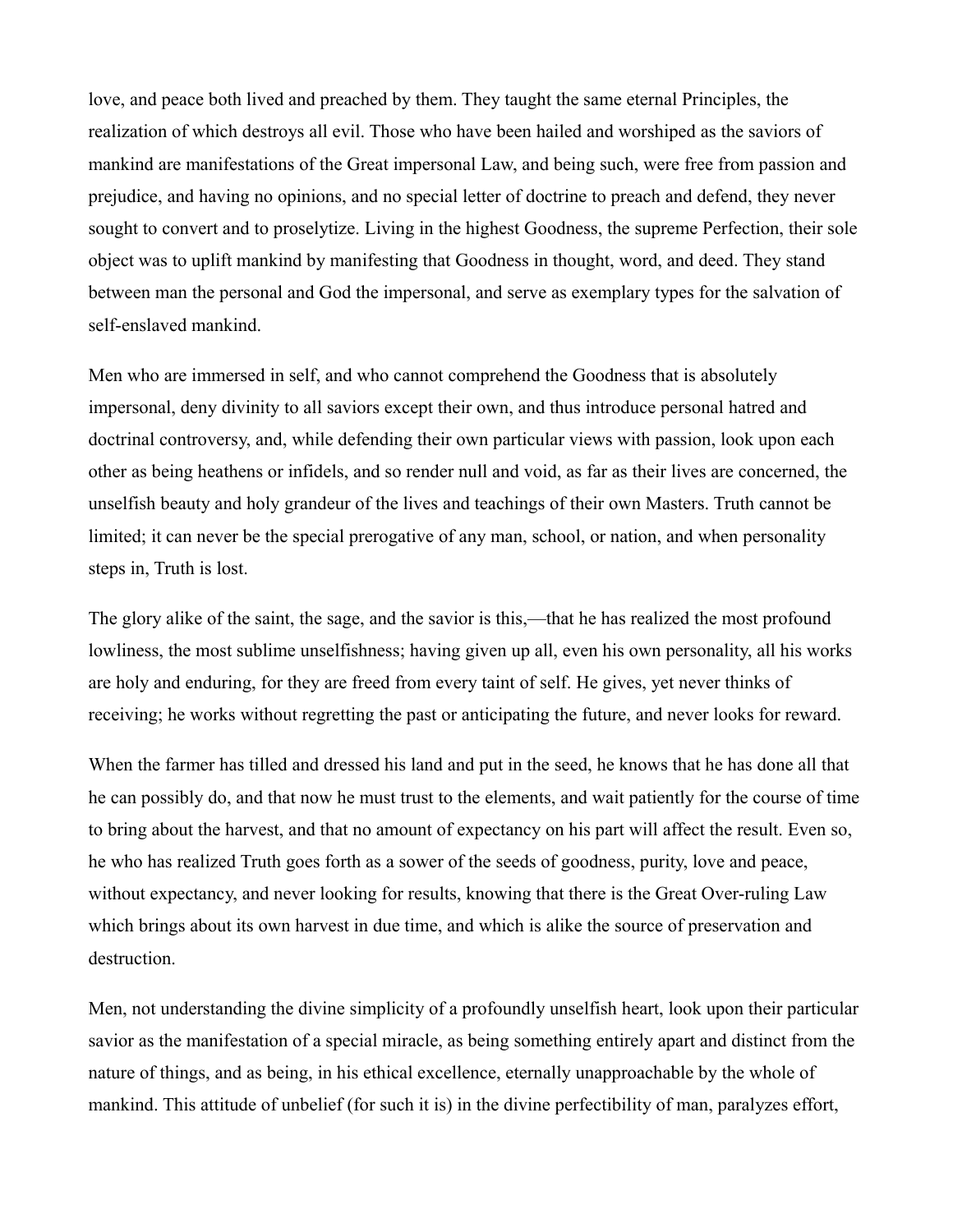love, and peace both lived and preached by them. They taught the same eternal Principles, the realization of which destroys all evil. Those who have been hailed and worshiped as the saviors of mankind are manifestations of the Great impersonal Law, and being such, were free from passion and prejudice, and having no opinions, and no special letter of doctrine to preach and defend, they never sought to convert and to proselytize. Living in the highest Goodness, the supreme Perfection, their sole object was to uplift mankind by manifesting that Goodness in thought, word, and deed. They stand between man the personal and God the impersonal, and serve as exemplary types for the salvation of self-enslaved mankind.

Men who are immersed in self, and who cannot comprehend the Goodness that is absolutely impersonal, deny divinity to all saviors except their own, and thus introduce personal hatred and doctrinal controversy, and, while defending their own particular views with passion, look upon each other as being heathens or infidels, and so render null and void, as far as their lives are concerned, the unselfish beauty and holy grandeur of the lives and teachings of their own Masters. Truth cannot be limited; it can never be the special prerogative of any man, school, or nation, and when personality steps in, Truth is lost.

The glory alike of the saint, the sage, and the savior is this,—that he has realized the most profound lowliness, the most sublime unselfishness; having given up all, even his own personality, all his works are holy and enduring, for they are freed from every taint of self. He gives, yet never thinks of receiving; he works without regretting the past or anticipating the future, and never looks for reward.

When the farmer has tilled and dressed his land and put in the seed, he knows that he has done all that he can possibly do, and that now he must trust to the elements, and wait patiently for the course of time to bring about the harvest, and that no amount of expectancy on his part will affect the result. Even so, he who has realized Truth goes forth as a sower of the seeds of goodness, purity, love and peace, without expectancy, and never looking for results, knowing that there is the Great Over-ruling Law which brings about its own harvest in due time, and which is alike the source of preservation and destruction.

Men, not understanding the divine simplicity of a profoundly unselfish heart, look upon their particular savior as the manifestation of a special miracle, as being something entirely apart and distinct from the nature of things, and as being, in his ethical excellence, eternally unapproachable by the whole of mankind. This attitude of unbelief (for such it is) in the divine perfectibility of man, paralyzes effort,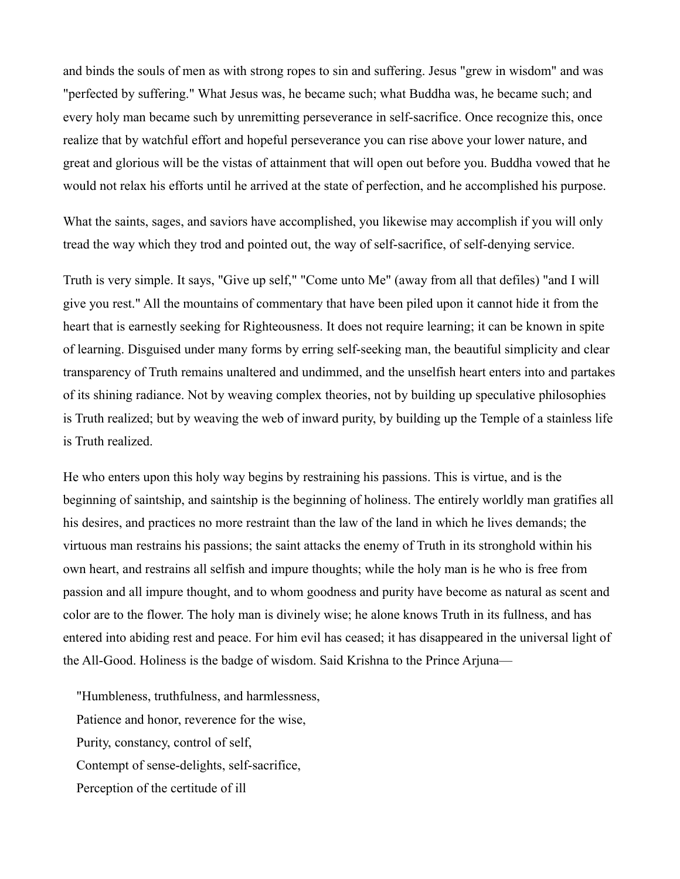and binds the souls of men as with strong ropes to sin and suffering. Jesus "grew in wisdom" and was "perfected by suffering." What Jesus was, he became such; what Buddha was, he became such; and every holy man became such by unremitting perseverance in self-sacrifice. Once recognize this, once realize that by watchful effort and hopeful perseverance you can rise above your lower nature, and great and glorious will be the vistas of attainment that will open out before you. Buddha vowed that he would not relax his efforts until he arrived at the state of perfection, and he accomplished his purpose.

What the saints, sages, and saviors have accomplished, you likewise may accomplish if you will only tread the way which they trod and pointed out, the way of self-sacrifice, of self-denying service.

Truth is very simple. It says, "Give up self," "Come unto Me" (away from all that defiles) "and I will give you rest." All the mountains of commentary that have been piled upon it cannot hide it from the heart that is earnestly seeking for Righteousness. It does not require learning; it can be known in spite of learning. Disguised under many forms by erring self-seeking man, the beautiful simplicity and clear transparency of Truth remains unaltered and undimmed, and the unselfish heart enters into and partakes of its shining radiance. Not by weaving complex theories, not by building up speculative philosophies is Truth realized; but by weaving the web of inward purity, by building up the Temple of a stainless life is Truth realized.

He who enters upon this holy way begins by restraining his passions. This is virtue, and is the beginning of saintship, and saintship is the beginning of holiness. The entirely worldly man gratifies all his desires, and practices no more restraint than the law of the land in which he lives demands; the virtuous man restrains his passions; the saint attacks the enemy of Truth in its stronghold within his own heart, and restrains all selfish and impure thoughts; while the holy man is he who is free from passion and all impure thought, and to whom goodness and purity have become as natural as scent and color are to the flower. The holy man is divinely wise; he alone knows Truth in its fullness, and has entered into abiding rest and peace. For him evil has ceased; it has disappeared in the universal light of the All-Good. Holiness is the badge of wisdom. Said Krishna to the Prince Arjuna—

> "Humbleness, truthfulness, and harmlessness,
> Patience and honor, reverence for the wise,
> Purity, constancy, control of self,
> Contempt of sense-delights, self-sacrifice,
> Perception of the certitude of ill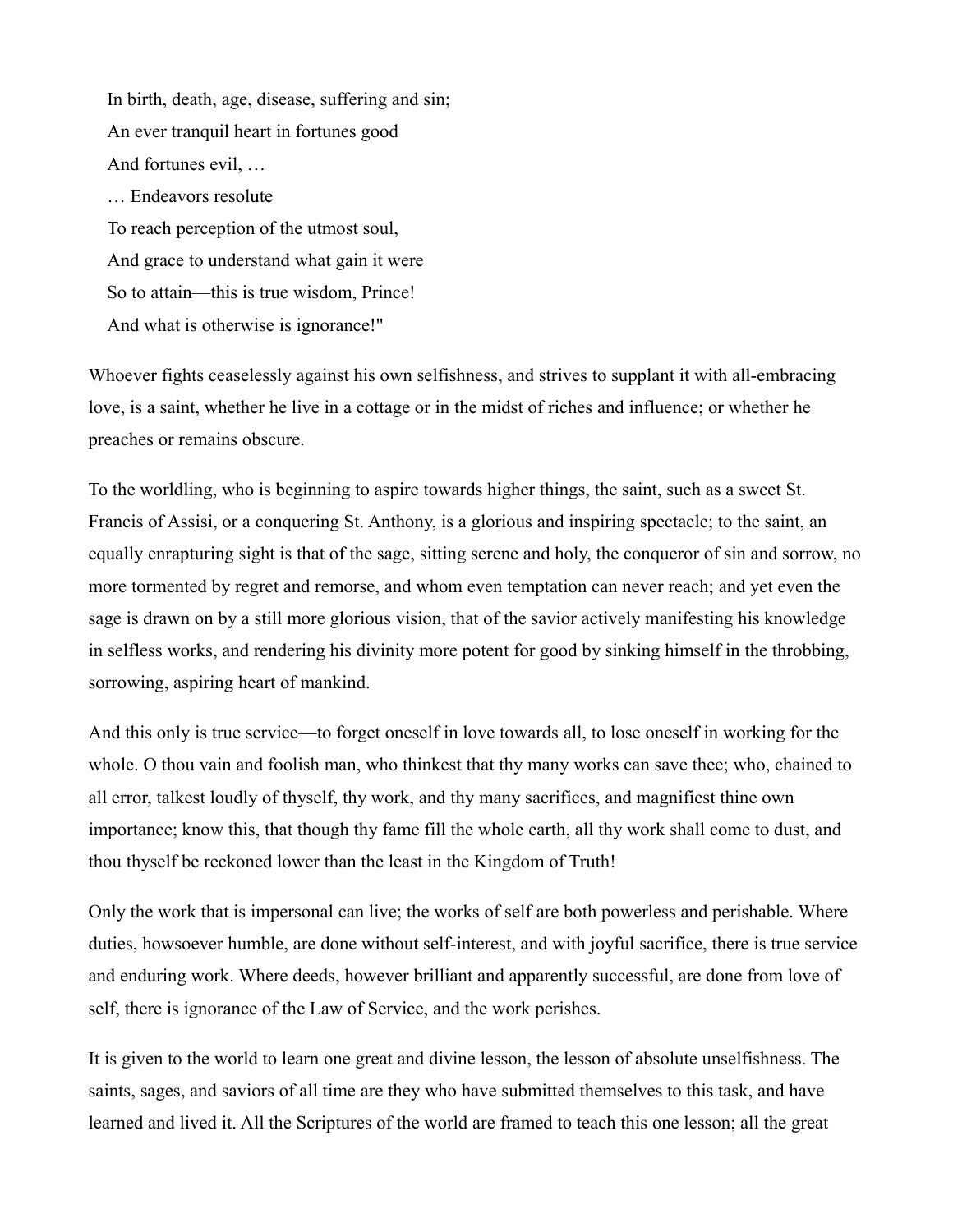In birth, death, age, disease, suffering and sin;  
An ever tranquil heart in fortunes good  
And fortunes evil, …  
… Endeavors resolute  
To reach perception of the utmost soul,  
And grace to understand what gain it were  
So to attain—this is true wisdom, Prince!  
And what is otherwise is ignorance!"

Whoever fights ceaselessly against his own selfishness, and strives to supplant it with all-embracing love, is a saint, whether he live in a cottage or in the midst of riches and influence; or whether he preaches or remains obscure.

To the worldling, who is beginning to aspire towards higher things, the saint, such as a sweet St. Francis of Assisi, or a conquering St. Anthony, is a glorious and inspiring spectacle; to the saint, an equally enrapturing sight is that of the sage, sitting serene and holy, the conqueror of sin and sorrow, no more tormented by regret and remorse, and whom even temptation can never reach; and yet even the sage is drawn on by a still more glorious vision, that of the savior actively manifesting his knowledge in selfless works, and rendering his divinity more potent for good by sinking himself in the throbbing, sorrowing, aspiring heart of mankind.

And this only is true service—to forget oneself in love towards all, to lose oneself in working for the whole. O thou vain and foolish man, who thinkest that thy many works can save thee; who, chained to all error, talkest loudly of thyself, thy work, and thy many sacrifices, and magnifiest thine own importance; know this, that though thy fame fill the whole earth, all thy work shall come to dust, and thou thyself be reckoned lower than the least in the Kingdom of Truth!

Only the work that is impersonal can live; the works of self are both powerless and perishable. Where duties, howsoever humble, are done without self-interest, and with joyful sacrifice, there is true service and enduring work. Where deeds, however brilliant and apparently successful, are done from love of self, there is ignorance of the Law of Service, and the work perishes.

It is given to the world to learn one great and divine lesson, the lesson of absolute unselfishness. The saints, sages, and saviors of all time are they who have submitted themselves to this task, and have learned and lived it. All the Scriptures of the world are framed to teach this one lesson; all the great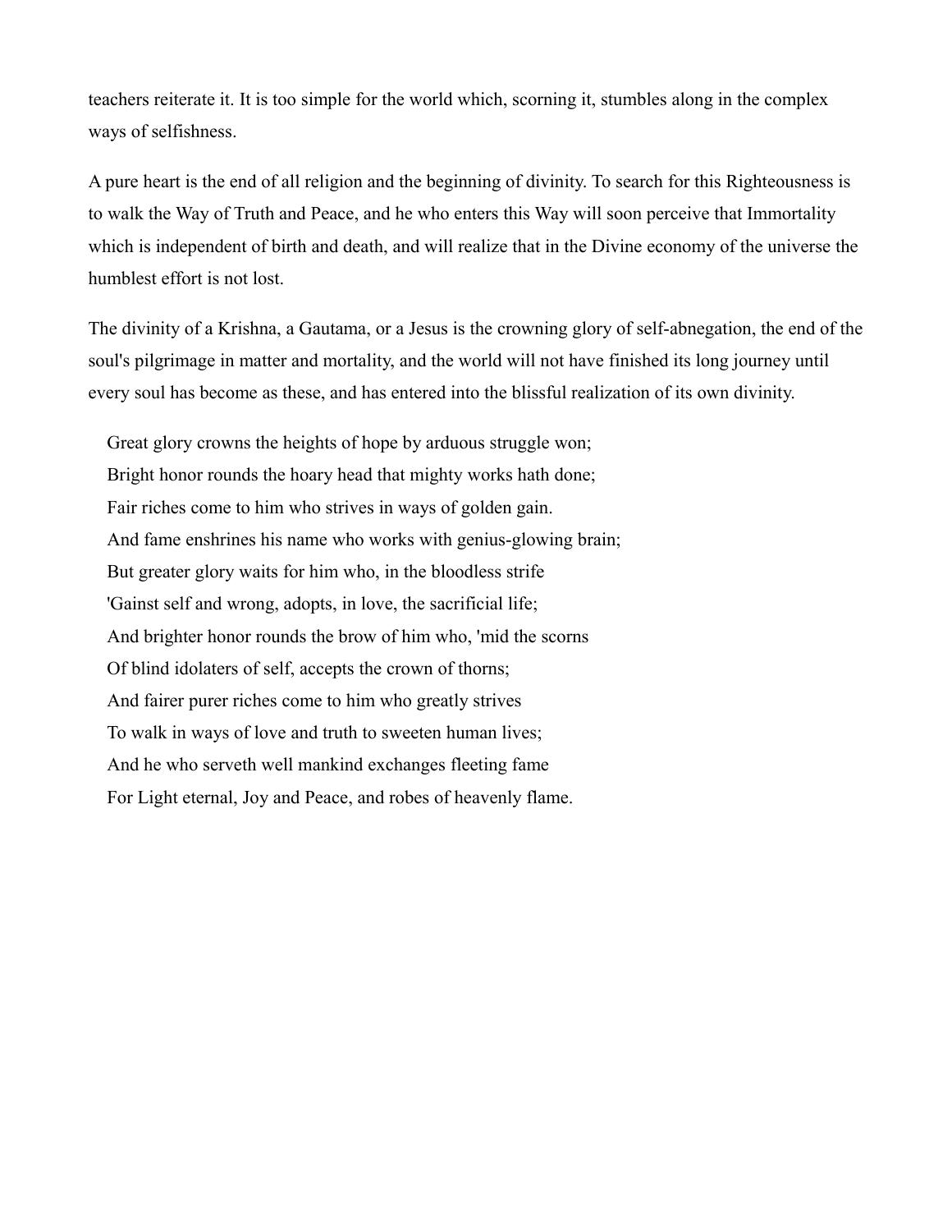teachers reiterate it. It is too simple for the world which, scorning it, stumbles along in the complex ways of selfishness.

A pure heart is the end of all religion and the beginning of divinity. To search for this Righteousness is to walk the Way of Truth and Peace, and he who enters this Way will soon perceive that Immortality which is independent of birth and death, and will realize that in the Divine economy of the universe the humblest effort is not lost.

The divinity of a Krishna, a Gautama, or a Jesus is the crowning glory of self-abnegation, the end of the soul's pilgrimage in matter and mortality, and the world will not have finished its long journey until every soul has become as these, and has entered into the blissful realization of its own divinity.

Great glory crowns the heights of hope by arduous struggle won;  
Bright honor rounds the hoary head that mighty works hath done;  
Fair riches come to him who strives in ways of golden gain.  
And fame enshrines his name who works with genius-glowing brain;  
But greater glory waits for him who, in the bloodless strife  
'Gainst self and wrong, adopts, in love, the sacrificial life;  
And brighter honor rounds the brow of him who, 'mid the scorns  
Of blind idolaters of self, accepts the crown of thorns;  
And fairer purer riches come to him who greatly strives  
To walk in ways of love and truth to sweeten human lives;  
And he who serveth well mankind exchanges fleeting fame  
For Light eternal, Joy and Peace, and robes of heavenly flame.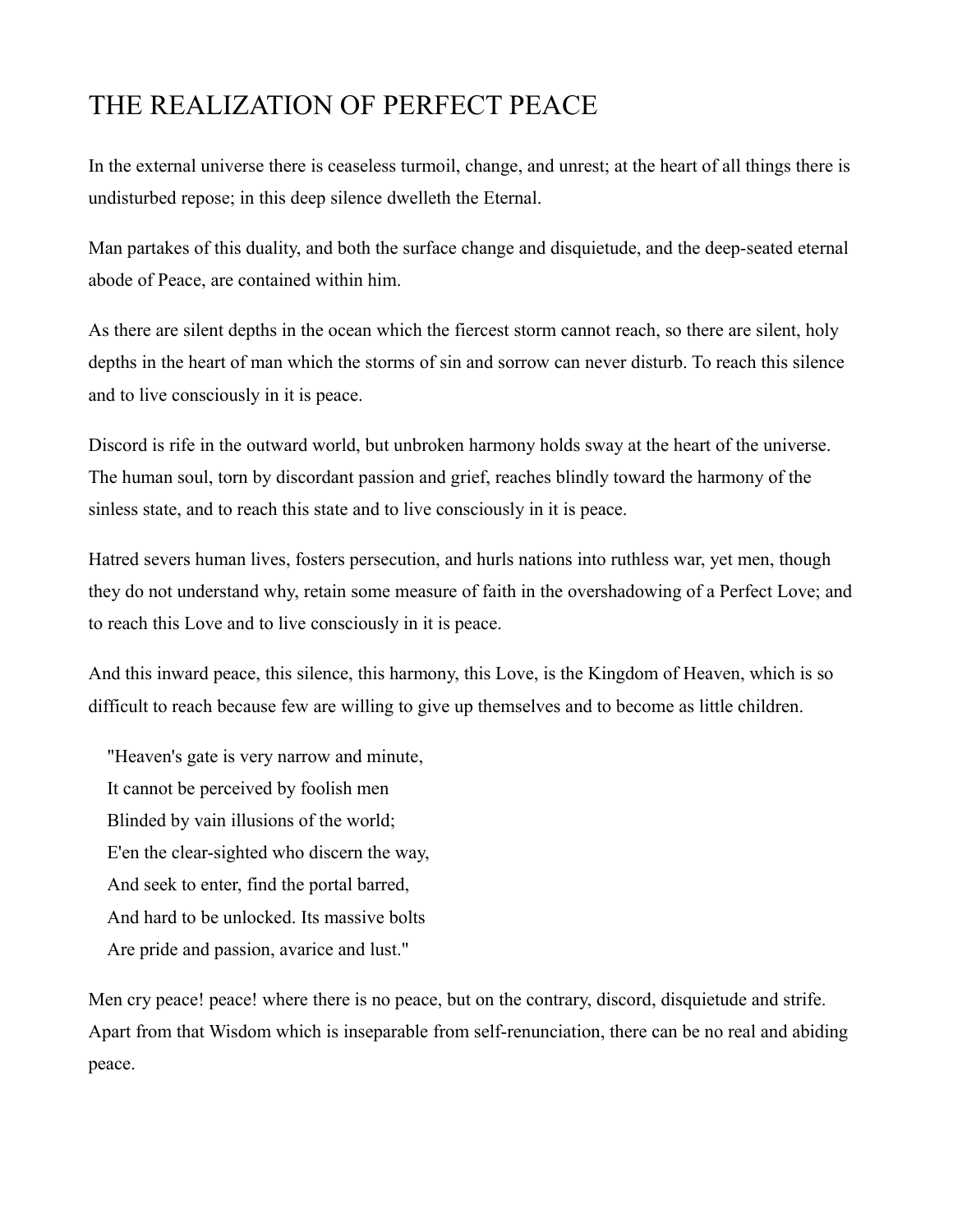# THE REALIZATION OF PERFECT PEACE

In the external universe there is ceaseless turmoil, change, and unrest; at the heart of all things there is undisturbed repose; in this deep silence dwelleth the Eternal.

Man partakes of this duality, and both the surface change and disquietude, and the deep-seated eternal abode of Peace, are contained within him.

As there are silent depths in the ocean which the fiercest storm cannot reach, so there are silent, holy depths in the heart of man which the storms of sin and sorrow can never disturb. To reach this silence and to live consciously in it is peace.

Discord is rife in the outward world, but unbroken harmony holds sway at the heart of the universe. The human soul, torn by discordant passion and grief, reaches blindly toward the harmony of the sinless state, and to reach this state and to live consciously in it is peace.

Hatred severs human lives, fosters persecution, and hurls nations into ruthless war, yet men, though they do not understand why, retain some measure of faith in the overshadowing of a Perfect Love; and to reach this Love and to live consciously in it is peace.

And this inward peace, this silence, this harmony, this Love, is the Kingdom of Heaven, which is so difficult to reach because few are willing to give up themselves and to become as little children.

> "Heaven's gate is very narrow and minute,
> It cannot be perceived by foolish men
> Blinded by vain illusions of the world;
> E'en the clear-sighted who discern the way,
> And seek to enter, find the portal barred,
> And hard to be unlocked. Its massive bolts
> Are pride and passion, avarice and lust."

Men cry peace! peace! where there is no peace, but on the contrary, discord, disquietude and strife. Apart from that Wisdom which is inseparable from self-renunciation, there can be no real and abiding peace.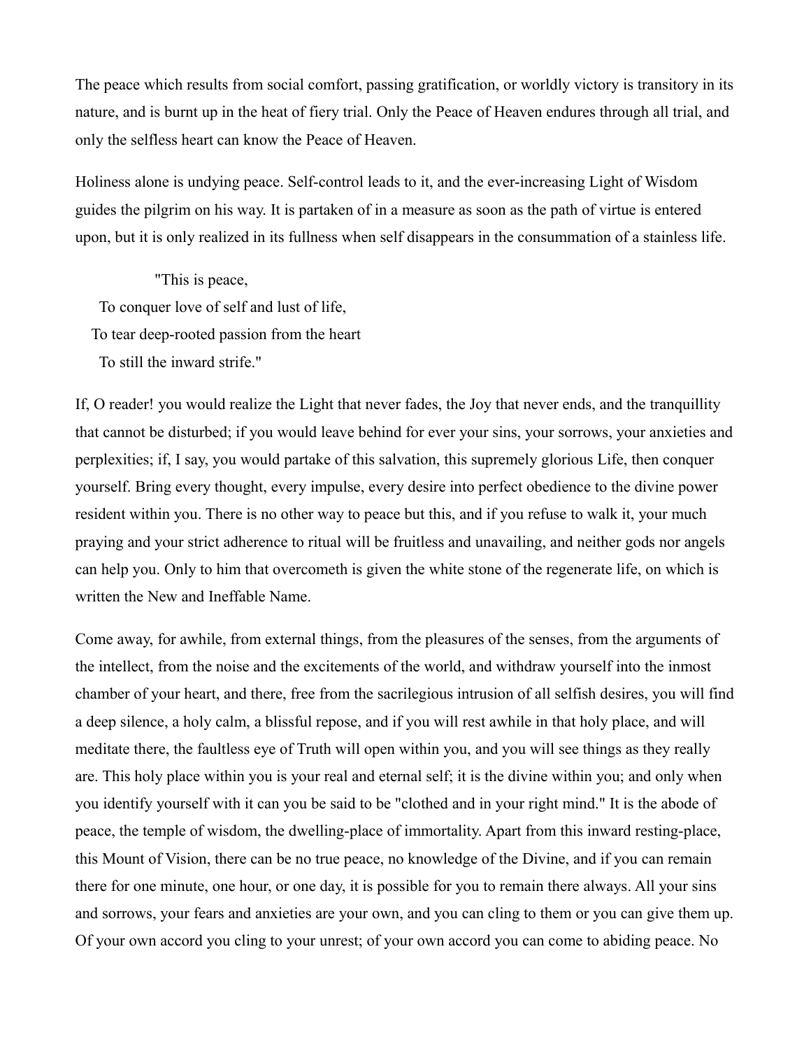The peace which results from social comfort, passing gratification, or worldly victory is transitory in its nature, and is burnt up in the heat of fiery trial. Only the Peace of Heaven endures through all trial, and only the selfless heart can know the Peace of Heaven.

Holiness alone is undying peace. Self-control leads to it, and the ever-increasing Light of Wisdom guides the pilgrim on his way. It is partaken of in a measure as soon as the path of virtue is entered upon, but it is only realized in its fullness when self disappears in the consummation of a stainless life.

> "This is peace,
> To conquer love of self and lust of life,
> To tear deep-rooted passion from the heart
> To still the inward strife."

If, O reader! you would realize the Light that never fades, the Joy that never ends, and the tranquillity that cannot be disturbed; if you would leave behind for ever your sins, your sorrows, your anxieties and perplexities; if, I say, you would partake of this salvation, this supremely glorious Life, then conquer yourself. Bring every thought, every impulse, every desire into perfect obedience to the divine power resident within you. There is no other way to peace but this, and if you refuse to walk it, your much praying and your strict adherence to ritual will be fruitless and unavailing, and neither gods nor angels can help you. Only to him that overcometh is given the white stone of the regenerate life, on which is written the New and Ineffable Name.

Come away, for awhile, from external things, from the pleasures of the senses, from the arguments of the intellect, from the noise and the excitements of the world, and withdraw yourself into the inmost chamber of your heart, and there, free from the sacrilegious intrusion of all selfish desires, you will find a deep silence, a holy calm, a blissful repose, and if you will rest awhile in that holy place, and will meditate there, the faultless eye of Truth will open within you, and you will see things as they really are. This holy place within you is your real and eternal self; it is the divine within you; and only when you identify yourself with it can you be said to be "clothed and in your right mind." It is the abode of peace, the temple of wisdom, the dwelling-place of immortality. Apart from this inward resting-place, this Mount of Vision, there can be no true peace, no knowledge of the Divine, and if you can remain there for one minute, one hour, or one day, it is possible for you to remain there always. All your sins and sorrows, your fears and anxieties are your own, and you can cling to them or you can give them up. Of your own accord you cling to your unrest; of your own accord you can come to abiding peace. No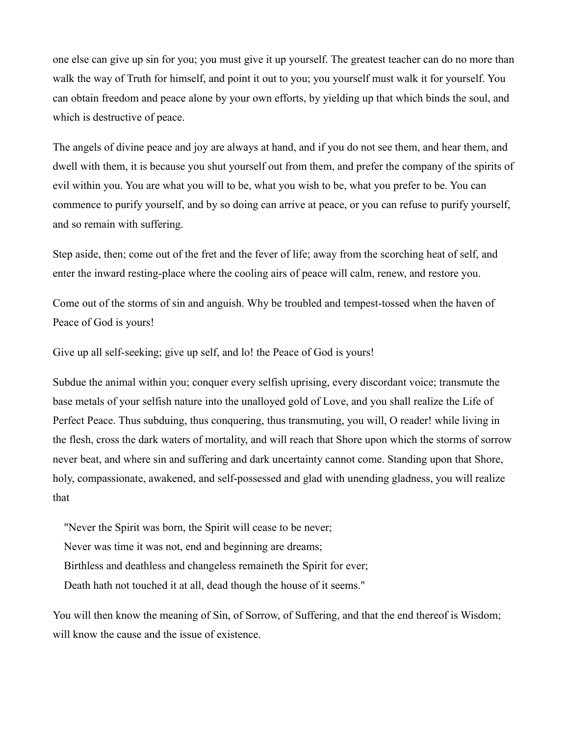one else can give up sin for you; you must give it up yourself. The greatest teacher can do no more than walk the way of Truth for himself, and point it out to you; you yourself must walk it for yourself. You can obtain freedom and peace alone by your own efforts, by yielding up that which binds the soul, and which is destructive of peace.

The angels of divine peace and joy are always at hand, and if you do not see them, and hear them, and dwell with them, it is because you shut yourself out from them, and prefer the company of the spirits of evil within you. You are what you will to be, what you wish to be, what you prefer to be. You can commence to purify yourself, and by so doing can arrive at peace, or you can refuse to purify yourself, and so remain with suffering.

Step aside, then; come out of the fret and the fever of life; away from the scorching heat of self, and enter the inward resting-place where the cooling airs of peace will calm, renew, and restore you.

Come out of the storms of sin and anguish. Why be troubled and tempest-tossed when the haven of Peace of God is yours!

Give up all self-seeking; give up self, and lo! the Peace of God is yours!

Subdue the animal within you; conquer every selfish uprising, every discordant voice; transmute the base metals of your selfish nature into the unalloyed gold of Love, and you shall realize the Life of Perfect Peace. Thus subduing, thus conquering, thus transmuting, you will, O reader! while living in the flesh, cross the dark waters of mortality, and will reach that Shore upon which the storms of sorrow never beat, and where sin and suffering and dark uncertainty cannot come. Standing upon that Shore, holy, compassionate, awakened, and self-possessed and glad with unending gladness, you will realize that

> "Never the Spirit was born, the Spirit will cease to be never;
> Never was time it was not, end and beginning are dreams;
> Birthless and deathless and changeless remaineth the Spirit for ever;
> Death hath not touched it at all, dead though the house of it seems."

You will then know the meaning of Sin, of Sorrow, of Suffering, and that the end thereof is Wisdom; will know the cause and the issue of existence.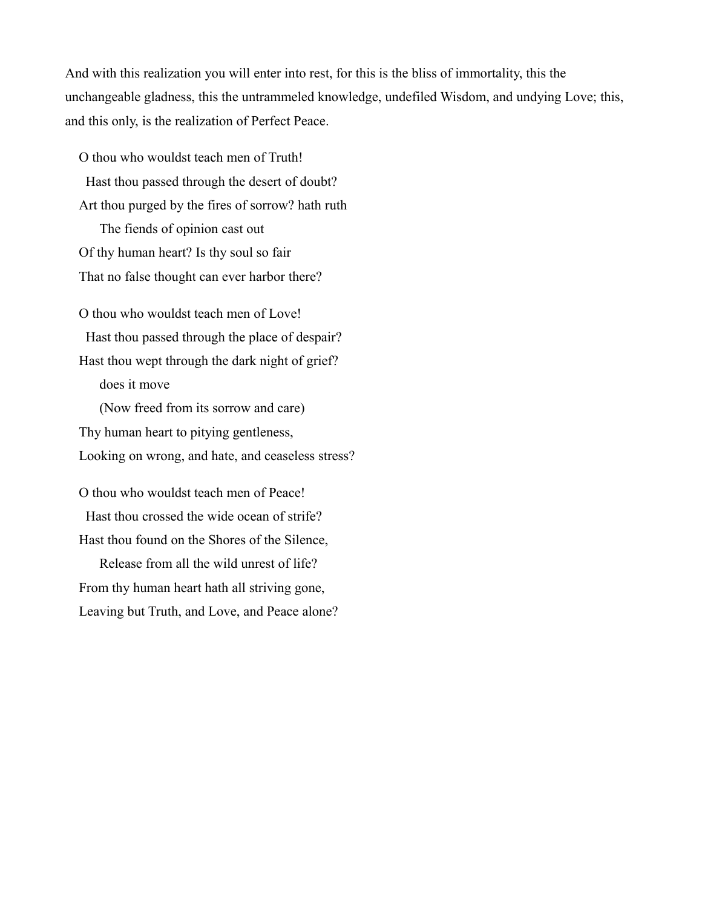And with this realization you will enter into rest, for this is the bliss of immortality, this the unchangeable gladness, this the untrammeled knowledge, undefiled Wisdom, and undying Love; this, and this only, is the realization of Perfect Peace.

O thou who wouldst teach men of Truth!  
  Hast thou passed through the desert of doubt?  
Art thou purged by the fires of sorrow? hath ruth  
    The fiends of opinion cast out  
Of thy human heart? Is thy soul so fair  
That no false thought can ever harbor there?

O thou who wouldst teach men of Love!  
  Hast thou passed through the place of despair?  
Hast thou wept through the dark night of grief?  
    does it move  
    (Now freed from its sorrow and care)  
Thy human heart to pitying gentleness,  
Looking on wrong, and hate, and ceaseless stress?

O thou who wouldst teach men of Peace!  
  Hast thou crossed the wide ocean of strife?  
Hast thou found on the Shores of the Silence,  
    Release from all the wild unrest of life?  
From thy human heart hath all striving gone,  
Leaving but Truth, and Love, and Peace alone?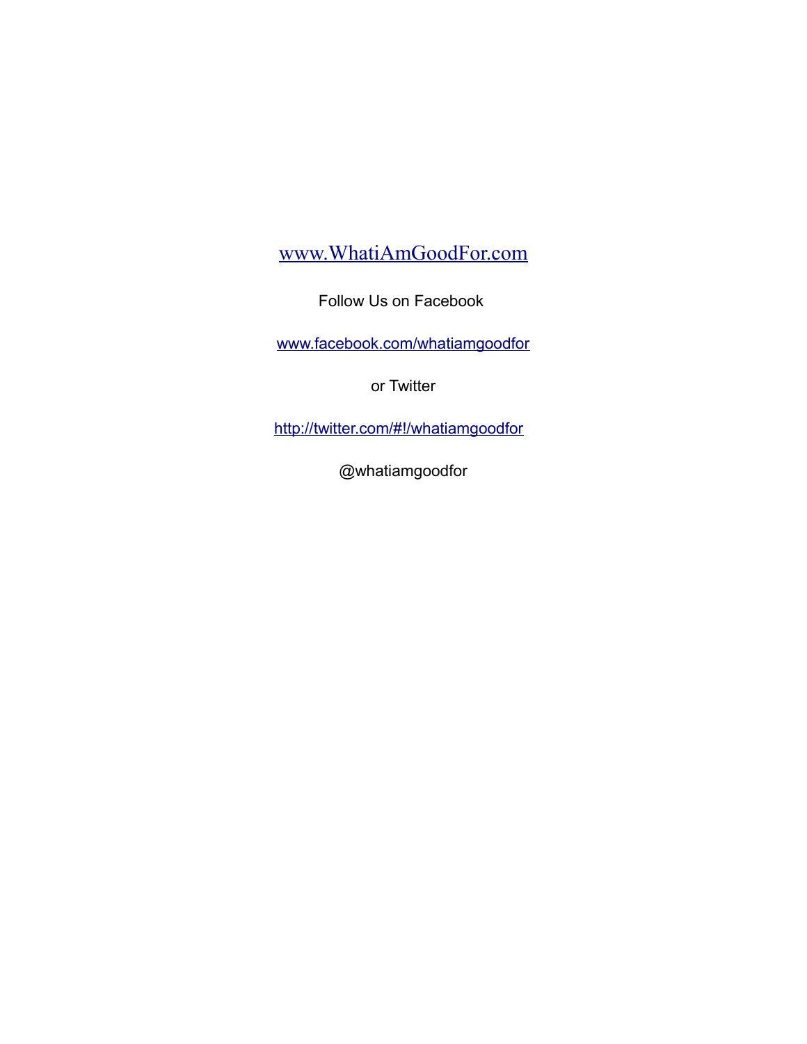www.WhatiAmGoodFor.com

Follow Us on Facebook

www.facebook.com/whatiamgoodfor

or Twitter

http://twitter.com/#!/whatiamgoodfor

@whatiamgoodfor